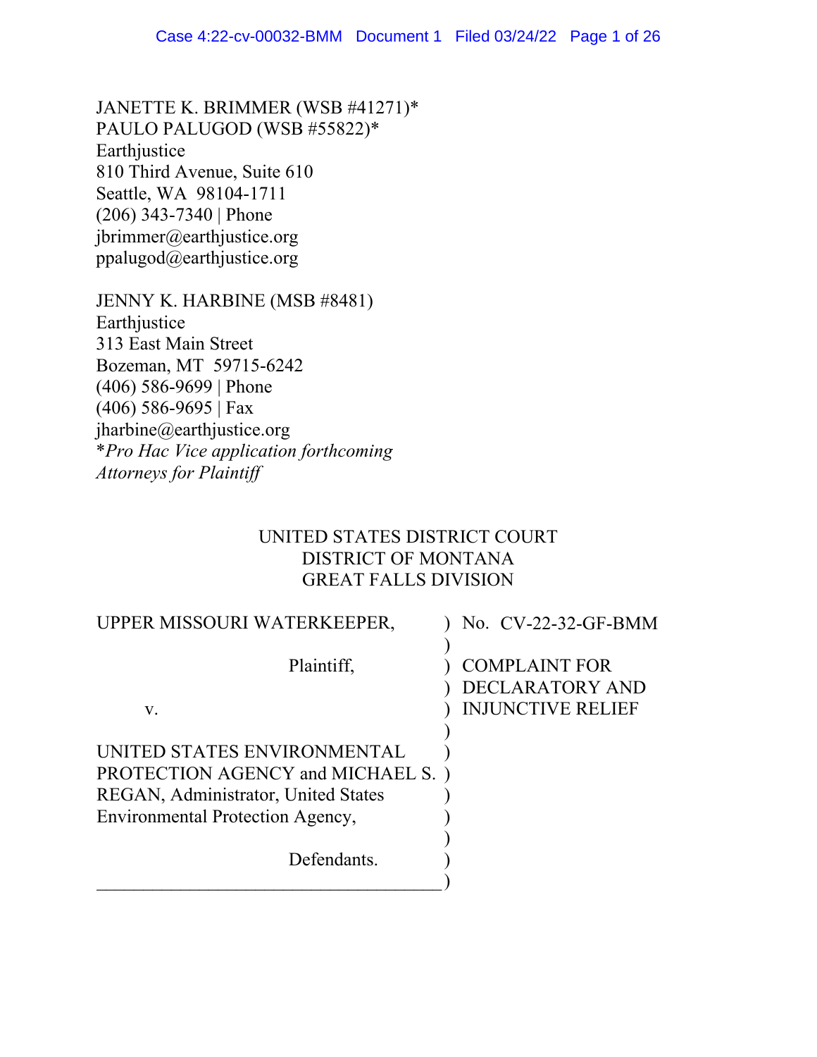JANETTE K. BRIMMER (WSB #41271)*
PAULO PALUGOD (WSB #55822)*
Earthjustice
810 Third Avenue, Suite 610
Seattle, WA 98104-1711
(206) 343-7340 | Phone
jbrimmer@earthjustice.org
ppalugod@earthjustice.org

JENNY K. HARBINE (MSB #8481)
Earthjustice
313 East Main Street
Bozeman, MT 59715-6242
(406) 586-9699 | Phone
(406) 586-9695 | Fax
jharbine@earthjustice.org
**Pro Hac Vice application forthcoming*
*Attorneys for Plaintiff*

UNITED STATES DISTRICT COURT
DISTRICT OF MONTANA
GREAT FALLS DIVISION

| | |
|---|---|
| UPPER MISSOURI WATERKEEPER,<br><br>Plaintiff,<br><br>v.<br><br>UNITED STATES ENVIRONMENTAL PROTECTION AGENCY and MICHAEL S. REGAN, Administrator, United States Environmental Protection Agency,<br><br>Defendants. | No. CV-22-32-GF-BMM<br><br>COMPLAINT FOR DECLARATORY AND INJUNCTIVE RELIEF |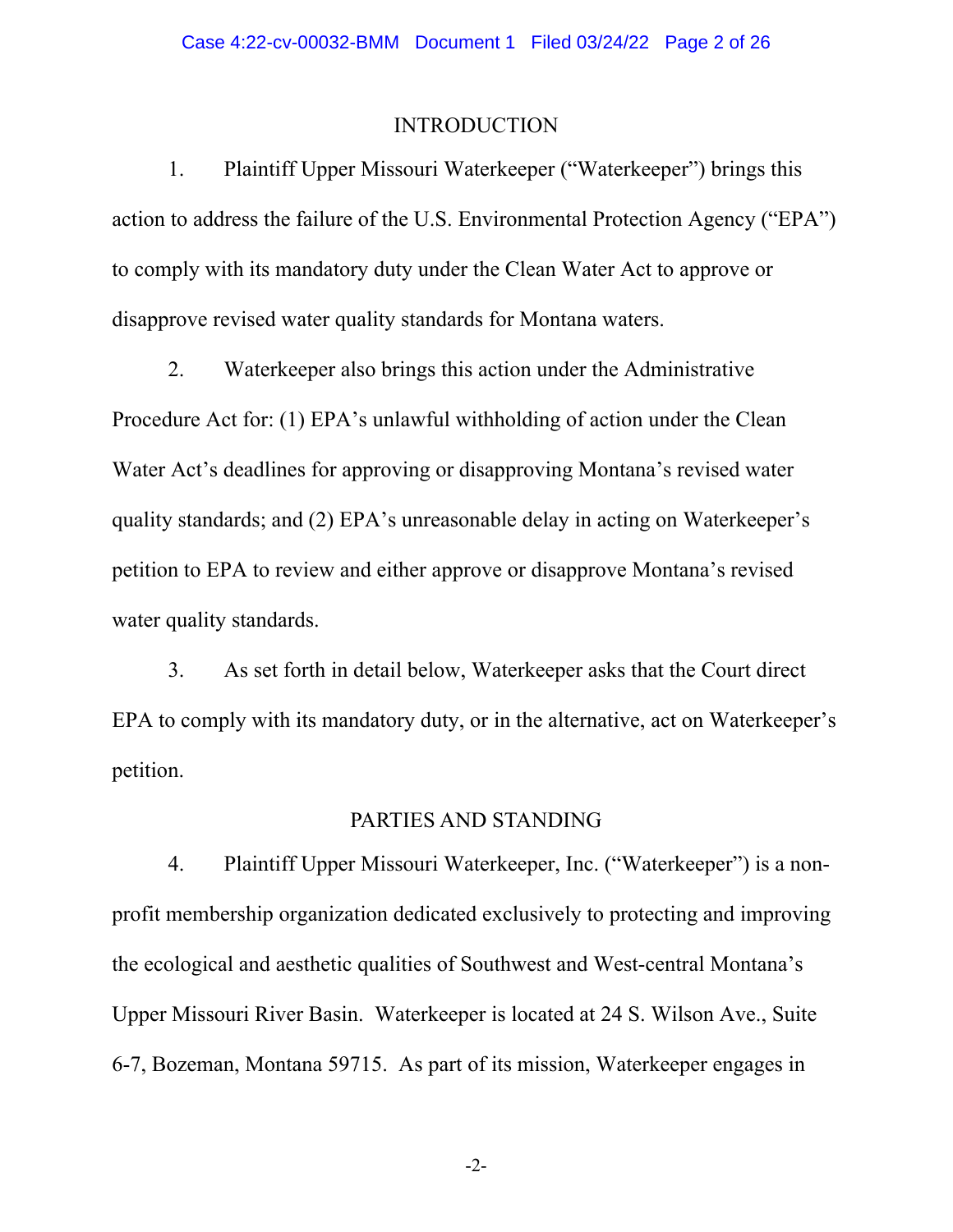## INTRODUCTION

1. Plaintiff Upper Missouri Waterkeeper ("Waterkeeper") brings this action to address the failure of the U.S. Environmental Protection Agency ("EPA") to comply with its mandatory duty under the Clean Water Act to approve or disapprove revised water quality standards for Montana waters.

2. Waterkeeper also brings this action under the Administrative Procedure Act for: (1) EPA's unlawful withholding of action under the Clean Water Act's deadlines for approving or disapproving Montana's revised water quality standards; and (2) EPA's unreasonable delay in acting on Waterkeeper's petition to EPA to review and either approve or disapprove Montana's revised water quality standards.

3. As set forth in detail below, Waterkeeper asks that the Court direct EPA to comply with its mandatory duty, or in the alternative, act on Waterkeeper's petition.

## PARTIES AND STANDING

4. Plaintiff Upper Missouri Waterkeeper, Inc. ("Waterkeeper") is a non-profit membership organization dedicated exclusively to protecting and improving the ecological and aesthetic qualities of Southwest and West-central Montana's Upper Missouri River Basin. Waterkeeper is located at 24 S. Wilson Ave., Suite 6-7, Bozeman, Montana 59715. As part of its mission, Waterkeeper engages in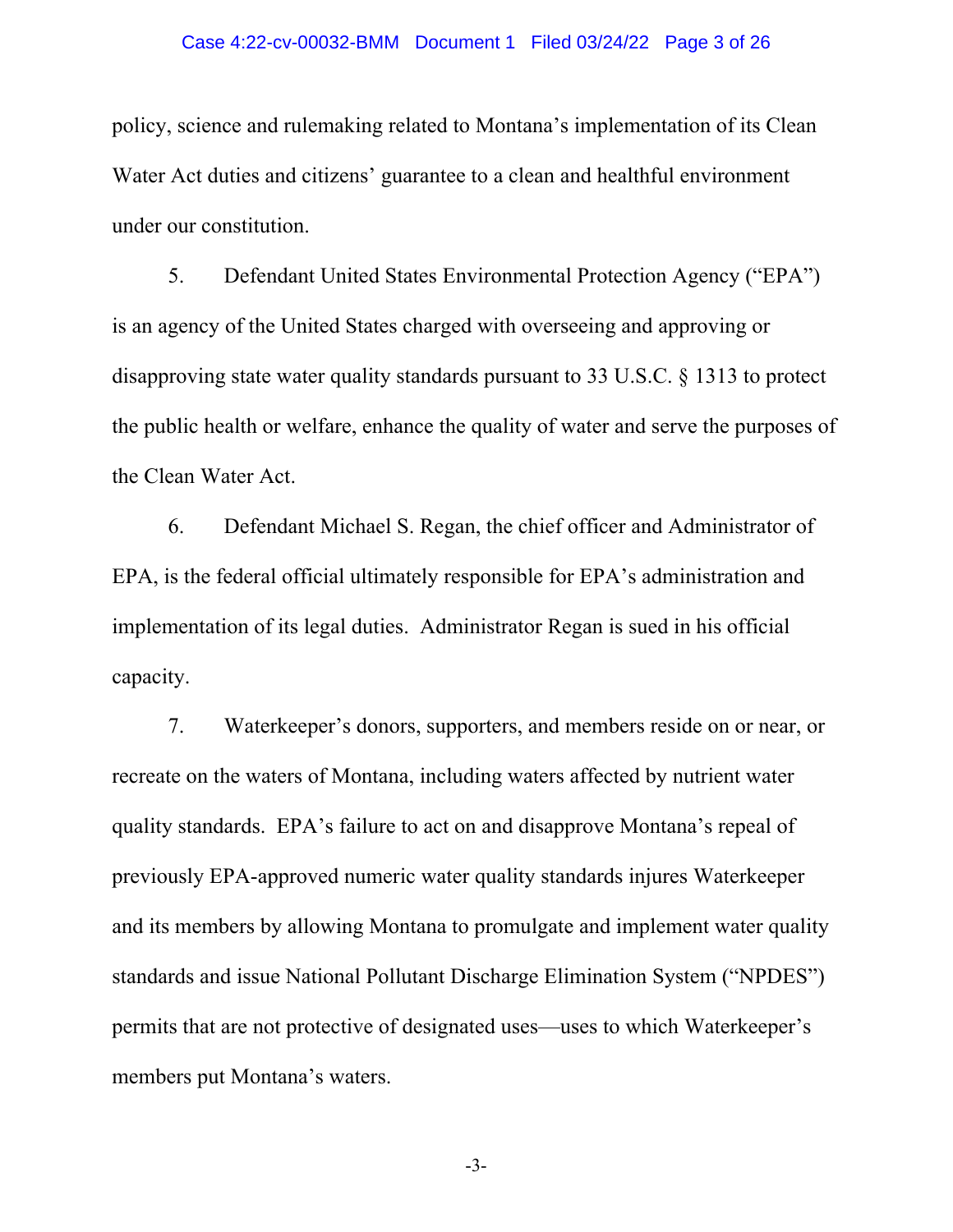policy, science and rulemaking related to Montana's implementation of its Clean Water Act duties and citizens' guarantee to a clean and healthful environment under our constitution.

5. Defendant United States Environmental Protection Agency ("EPA") is an agency of the United States charged with overseeing and approving or disapproving state water quality standards pursuant to 33 U.S.C. § 1313 to protect the public health or welfare, enhance the quality of water and serve the purposes of the Clean Water Act.

6. Defendant Michael S. Regan, the chief officer and Administrator of EPA, is the federal official ultimately responsible for EPA's administration and implementation of its legal duties. Administrator Regan is sued in his official capacity.

7. Waterkeeper's donors, supporters, and members reside on or near, or recreate on the waters of Montana, including waters affected by nutrient water quality standards. EPA's failure to act on and disapprove Montana's repeal of previously EPA-approved numeric water quality standards injures Waterkeeper and its members by allowing Montana to promulgate and implement water quality standards and issue National Pollutant Discharge Elimination System ("NPDES") permits that are not protective of designated uses—uses to which Waterkeeper's members put Montana's waters.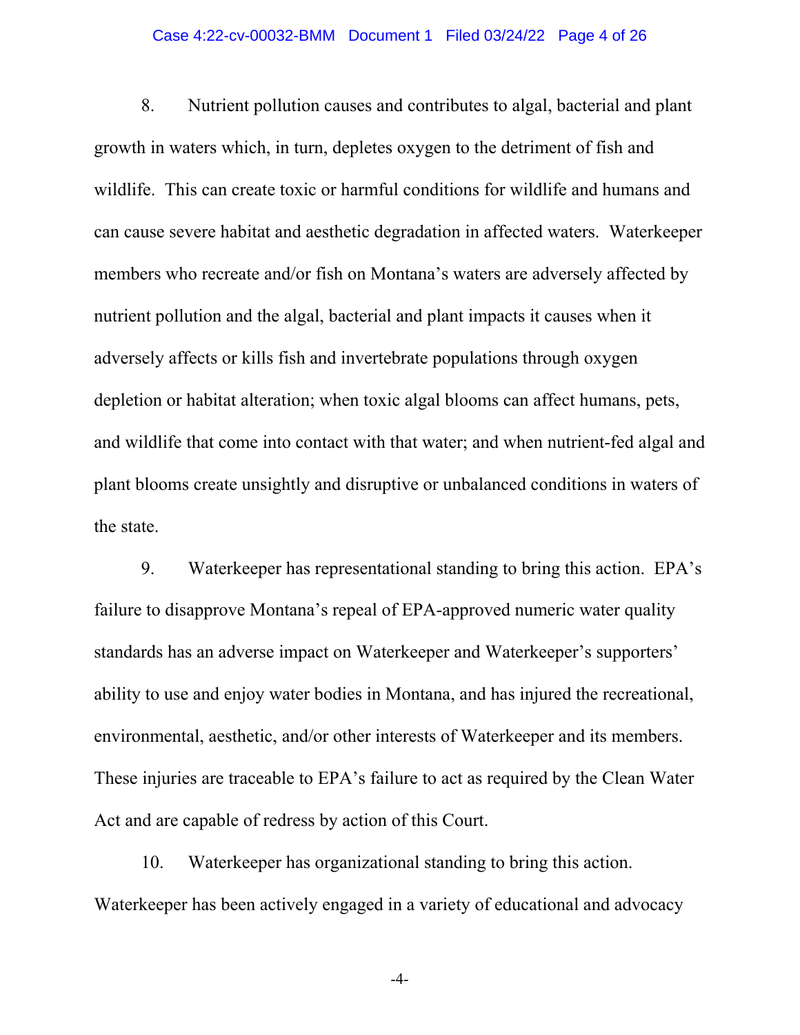8. Nutrient pollution causes and contributes to algal, bacterial and plant growth in waters which, in turn, depletes oxygen to the detriment of fish and wildlife. This can create toxic or harmful conditions for wildlife and humans and can cause severe habitat and aesthetic degradation in affected waters. Waterkeeper members who recreate and/or fish on Montana's waters are adversely affected by nutrient pollution and the algal, bacterial and plant impacts it causes when it adversely affects or kills fish and invertebrate populations through oxygen depletion or habitat alteration; when toxic algal blooms can affect humans, pets, and wildlife that come into contact with that water; and when nutrient-fed algal and plant blooms create unsightly and disruptive or unbalanced conditions in waters of the state.

9. Waterkeeper has representational standing to bring this action. EPA's failure to disapprove Montana's repeal of EPA-approved numeric water quality standards has an adverse impact on Waterkeeper and Waterkeeper's supporters' ability to use and enjoy water bodies in Montana, and has injured the recreational, environmental, aesthetic, and/or other interests of Waterkeeper and its members. These injuries are traceable to EPA's failure to act as required by the Clean Water Act and are capable of redress by action of this Court.

10. Waterkeeper has organizational standing to bring this action. Waterkeeper has been actively engaged in a variety of educational and advocacy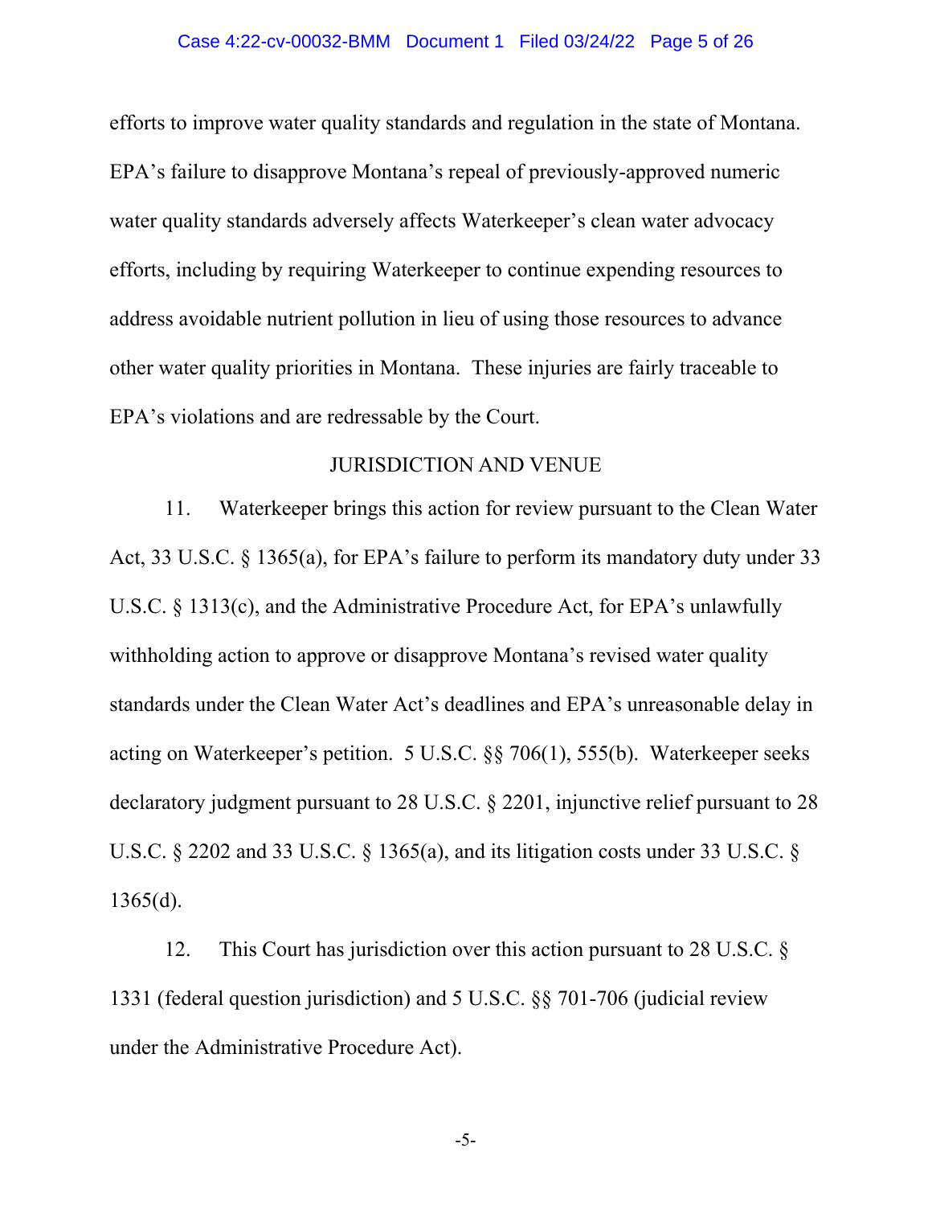efforts to improve water quality standards and regulation in the state of Montana. EPA's failure to disapprove Montana's repeal of previously-approved numeric water quality standards adversely affects Waterkeeper's clean water advocacy efforts, including by requiring Waterkeeper to continue expending resources to address avoidable nutrient pollution in lieu of using those resources to advance other water quality priorities in Montana. These injuries are fairly traceable to EPA's violations and are redressable by the Court.

## JURISDICTION AND VENUE

11. Waterkeeper brings this action for review pursuant to the Clean Water Act, 33 U.S.C. § 1365(a), for EPA's failure to perform its mandatory duty under 33 U.S.C. § 1313(c), and the Administrative Procedure Act, for EPA's unlawfully withholding action to approve or disapprove Montana's revised water quality standards under the Clean Water Act's deadlines and EPA's unreasonable delay in acting on Waterkeeper's petition. 5 U.S.C. §§ 706(1), 555(b). Waterkeeper seeks declaratory judgment pursuant to 28 U.S.C. § 2201, injunctive relief pursuant to 28 U.S.C. § 2202 and 33 U.S.C. § 1365(a), and its litigation costs under 33 U.S.C. § 1365(d).

12. This Court has jurisdiction over this action pursuant to 28 U.S.C. § 1331 (federal question jurisdiction) and 5 U.S.C. §§ 701-706 (judicial review under the Administrative Procedure Act).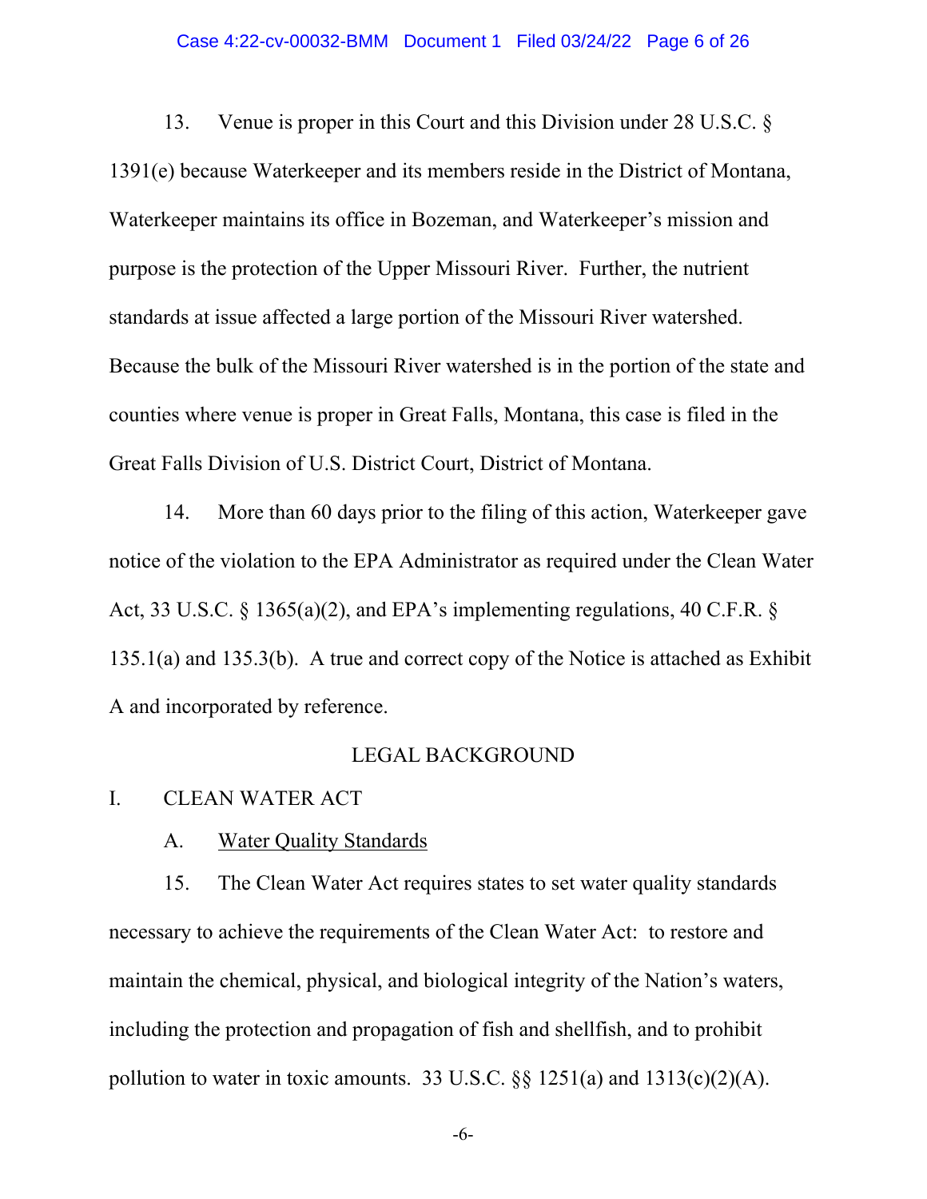13. Venue is proper in this Court and this Division under 28 U.S.C. § 1391(e) because Waterkeeper and its members reside in the District of Montana, Waterkeeper maintains its office in Bozeman, and Waterkeeper's mission and purpose is the protection of the Upper Missouri River. Further, the nutrient standards at issue affected a large portion of the Missouri River watershed. Because the bulk of the Missouri River watershed is in the portion of the state and counties where venue is proper in Great Falls, Montana, this case is filed in the Great Falls Division of U.S. District Court, District of Montana.

14. More than 60 days prior to the filing of this action, Waterkeeper gave notice of the violation to the EPA Administrator as required under the Clean Water Act, 33 U.S.C. § 1365(a)(2), and EPA's implementing regulations, 40 C.F.R. § 135.1(a) and 135.3(b). A true and correct copy of the Notice is attached as Exhibit A and incorporated by reference.

## LEGAL BACKGROUND

### I. CLEAN WATER ACT

#### A. Water Quality Standards

15. The Clean Water Act requires states to set water quality standards necessary to achieve the requirements of the Clean Water Act: to restore and maintain the chemical, physical, and biological integrity of the Nation's waters, including the protection and propagation of fish and shellfish, and to prohibit pollution to water in toxic amounts. 33 U.S.C. §§ 1251(a) and 1313(c)(2)(A).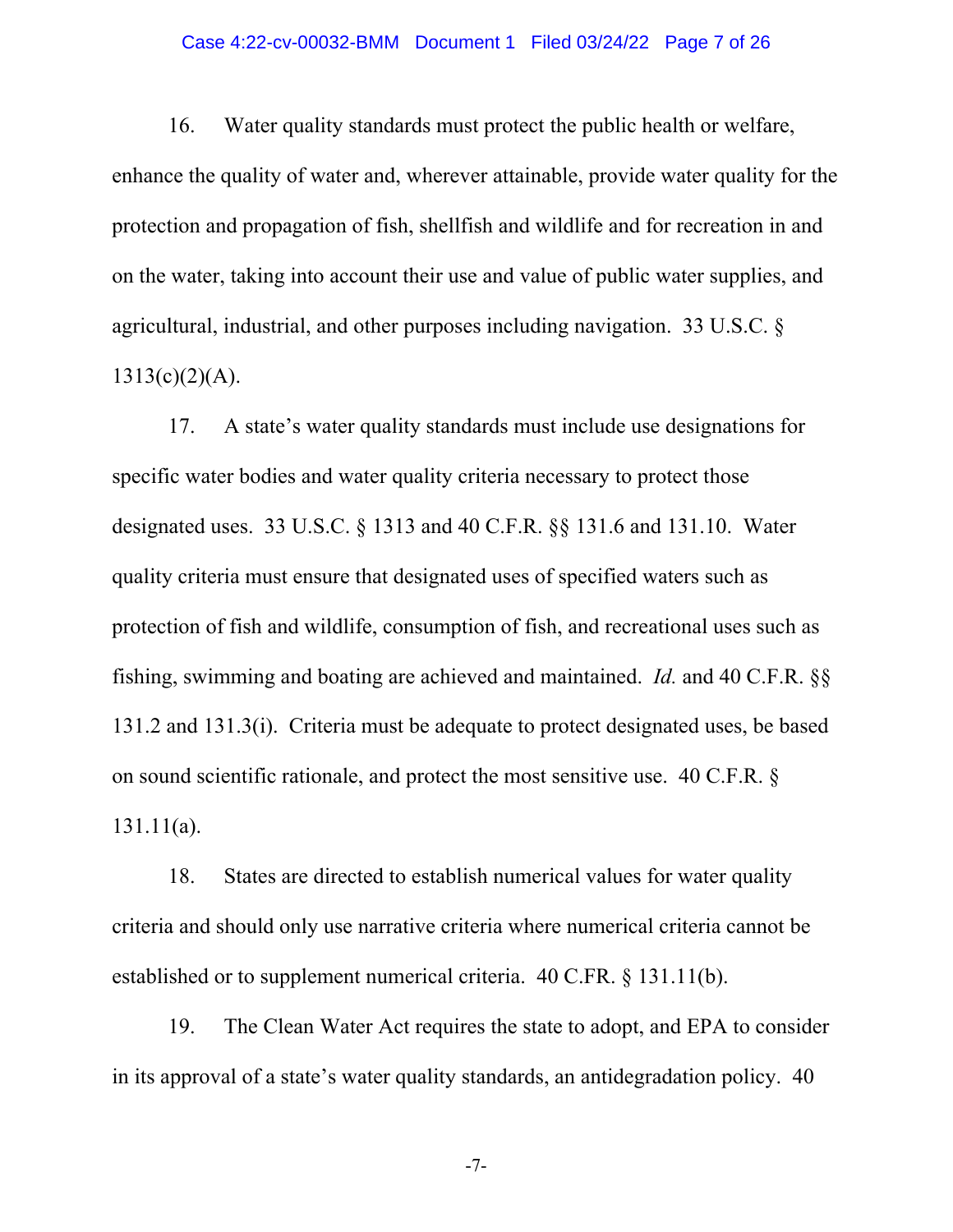16. Water quality standards must protect the public health or welfare, enhance the quality of water and, wherever attainable, provide water quality for the protection and propagation of fish, shellfish and wildlife and for recreation in and on the water, taking into account their use and value of public water supplies, and agricultural, industrial, and other purposes including navigation. 33 U.S.C. § 1313(c)(2)(A).

17. A state's water quality standards must include use designations for specific water bodies and water quality criteria necessary to protect those designated uses. 33 U.S.C. § 1313 and 40 C.F.R. §§ 131.6 and 131.10. Water quality criteria must ensure that designated uses of specified waters such as protection of fish and wildlife, consumption of fish, and recreational uses such as fishing, swimming and boating are achieved and maintained. *Id.* and 40 C.F.R. §§ 131.2 and 131.3(i). Criteria must be adequate to protect designated uses, be based on sound scientific rationale, and protect the most sensitive use. 40 C.F.R. § 131.11(a).

18. States are directed to establish numerical values for water quality criteria and should only use narrative criteria where numerical criteria cannot be established or to supplement numerical criteria. 40 C.FR. § 131.11(b).

19. The Clean Water Act requires the state to adopt, and EPA to consider in its approval of a state's water quality standards, an antidegradation policy. 40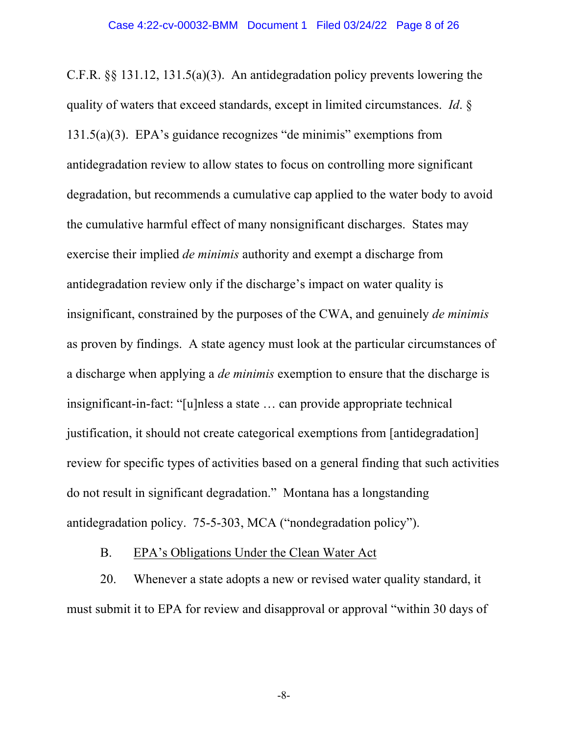C.F.R. §§ 131.12, 131.5(a)(3). An antidegradation policy prevents lowering the quality of waters that exceed standards, except in limited circumstances. *Id*. § 131.5(a)(3). EPA's guidance recognizes "de minimis" exemptions from antidegradation review to allow states to focus on controlling more significant degradation, but recommends a cumulative cap applied to the water body to avoid the cumulative harmful effect of many nonsignificant discharges. States may exercise their implied *de minimis* authority and exempt a discharge from antidegradation review only if the discharge's impact on water quality is insignificant, constrained by the purposes of the CWA, and genuinely *de minimis* as proven by findings. A state agency must look at the particular circumstances of a discharge when applying a *de minimis* exemption to ensure that the discharge is insignificant-in-fact: "[u]nless a state … can provide appropriate technical justification, it should not create categorical exemptions from [antidegradation] review for specific types of activities based on a general finding that such activities do not result in significant degradation." Montana has a longstanding antidegradation policy. 75-5-303, MCA ("nondegradation policy").

B. EPA's Obligations Under the Clean Water Act

20. Whenever a state adopts a new or revised water quality standard, it must submit it to EPA for review and disapproval or approval "within 30 days of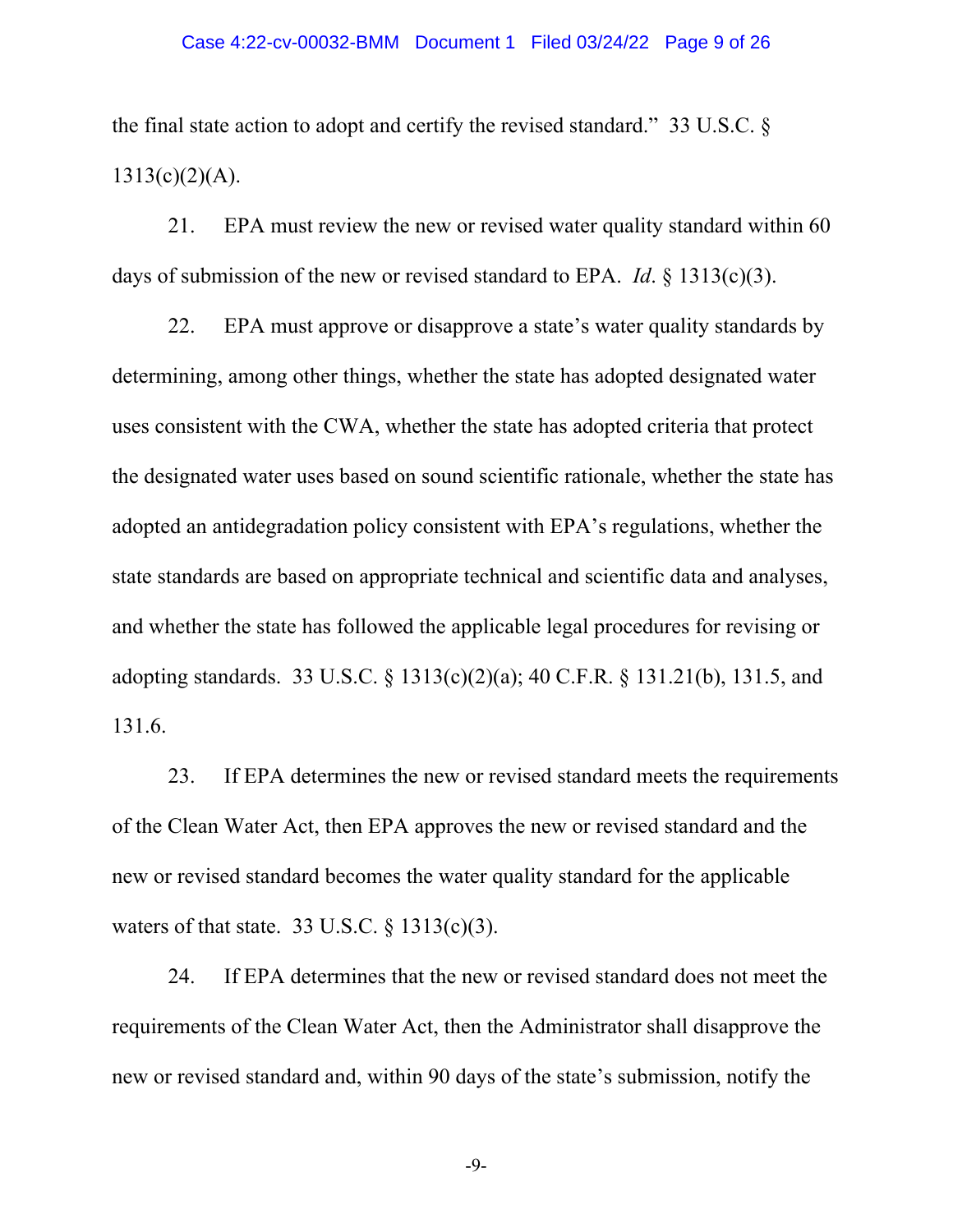the final state action to adopt and certify the revised standard." 33 U.S.C. § 1313(c)(2)(A).

21. EPA must review the new or revised water quality standard within 60 days of submission of the new or revised standard to EPA. *Id*. § 1313(c)(3).

22. EPA must approve or disapprove a state's water quality standards by determining, among other things, whether the state has adopted designated water uses consistent with the CWA, whether the state has adopted criteria that protect the designated water uses based on sound scientific rationale, whether the state has adopted an antidegradation policy consistent with EPA's regulations, whether the state standards are based on appropriate technical and scientific data and analyses, and whether the state has followed the applicable legal procedures for revising or adopting standards. 33 U.S.C. § 1313(c)(2)(a); 40 C.F.R. § 131.21(b), 131.5, and 131.6.

23. If EPA determines the new or revised standard meets the requirements of the Clean Water Act, then EPA approves the new or revised standard and the new or revised standard becomes the water quality standard for the applicable waters of that state. 33 U.S.C. § 1313(c)(3).

24. If EPA determines that the new or revised standard does not meet the requirements of the Clean Water Act, then the Administrator shall disapprove the new or revised standard and, within 90 days of the state's submission, notify the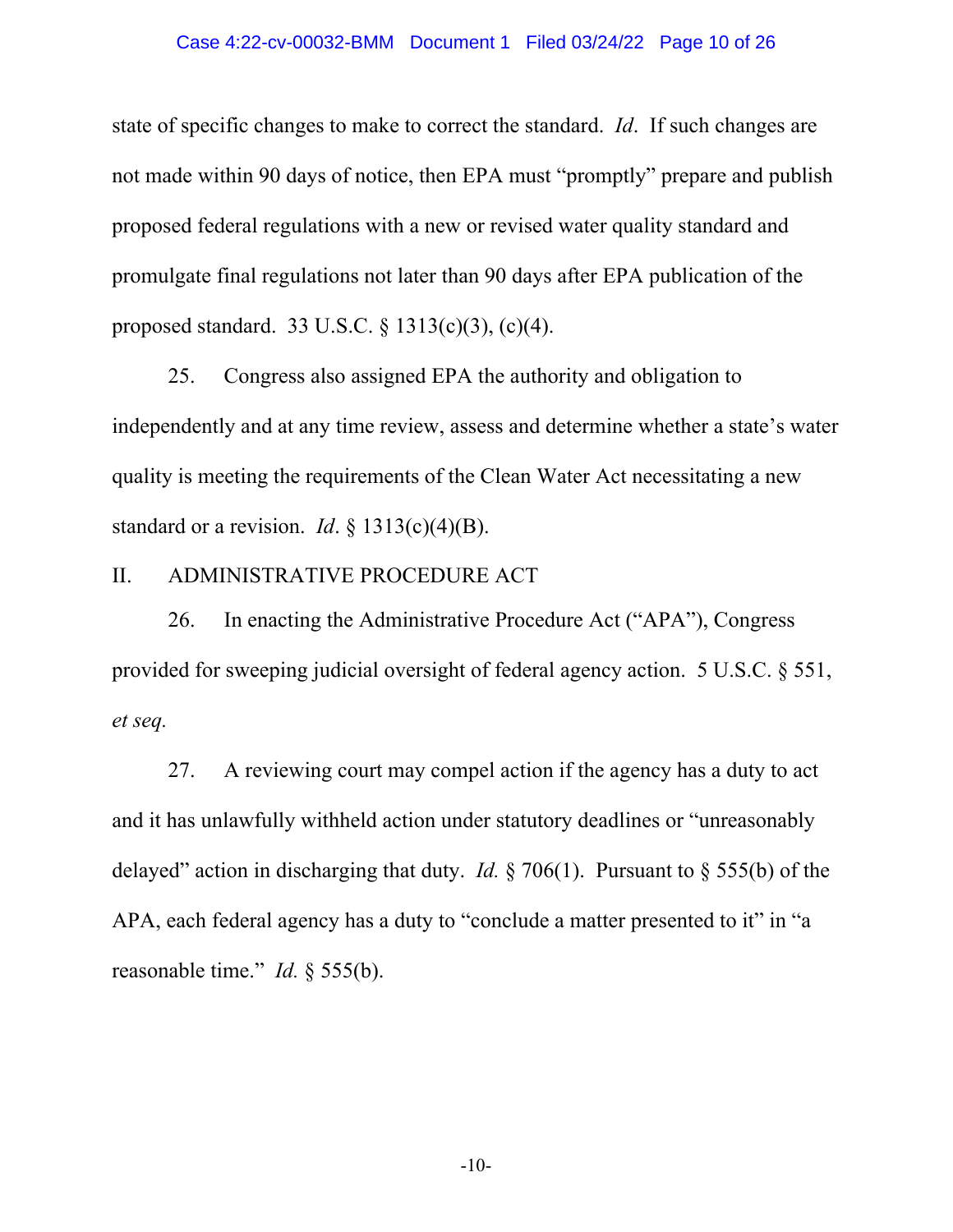state of specific changes to make to correct the standard. *Id*. If such changes are not made within 90 days of notice, then EPA must "promptly" prepare and publish proposed federal regulations with a new or revised water quality standard and promulgate final regulations not later than 90 days after EPA publication of the proposed standard. 33 U.S.C. § 1313(c)(3), (c)(4).

25. Congress also assigned EPA the authority and obligation to independently and at any time review, assess and determine whether a state's water quality is meeting the requirements of the Clean Water Act necessitating a new standard or a revision. *Id*. § 1313(c)(4)(B).

## II. ADMINISTRATIVE PROCEDURE ACT

26. In enacting the Administrative Procedure Act ("APA"), Congress provided for sweeping judicial oversight of federal agency action. 5 U.S.C. § 551, *et seq.*

27. A reviewing court may compel action if the agency has a duty to act and it has unlawfully withheld action under statutory deadlines or "unreasonably delayed" action in discharging that duty. *Id.* § 706(1). Pursuant to § 555(b) of the APA, each federal agency has a duty to "conclude a matter presented to it" in "a reasonable time." *Id.* § 555(b).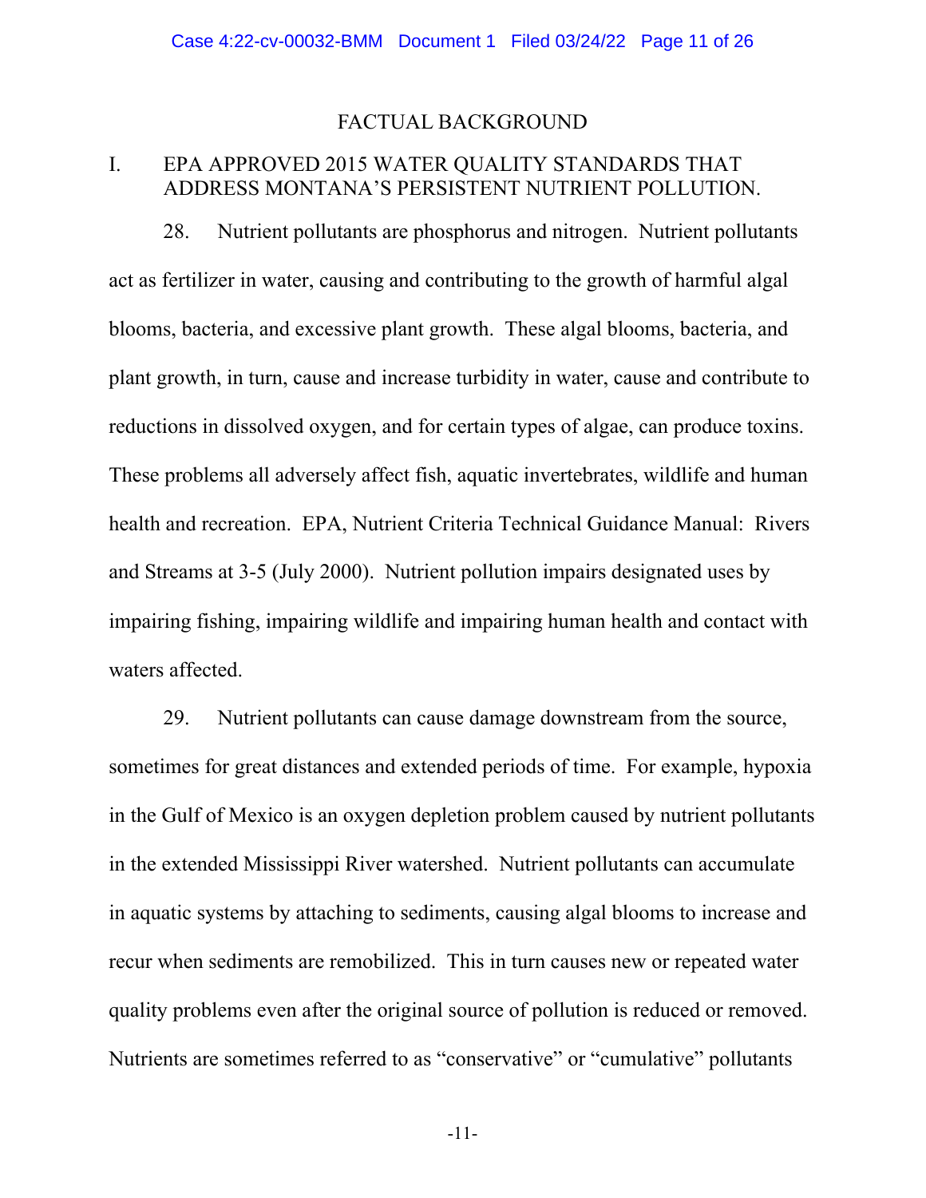## FACTUAL BACKGROUND

### I. EPA APPROVED 2015 WATER QUALITY STANDARDS THAT ADDRESS MONTANA'S PERSISTENT NUTRIENT POLLUTION.

28. Nutrient pollutants are phosphorus and nitrogen. Nutrient pollutants act as fertilizer in water, causing and contributing to the growth of harmful algal blooms, bacteria, and excessive plant growth. These algal blooms, bacteria, and plant growth, in turn, cause and increase turbidity in water, cause and contribute to reductions in dissolved oxygen, and for certain types of algae, can produce toxins. These problems all adversely affect fish, aquatic invertebrates, wildlife and human health and recreation. EPA, Nutrient Criteria Technical Guidance Manual: Rivers and Streams at 3-5 (July 2000). Nutrient pollution impairs designated uses by impairing fishing, impairing wildlife and impairing human health and contact with waters affected.

29. Nutrient pollutants can cause damage downstream from the source, sometimes for great distances and extended periods of time. For example, hypoxia in the Gulf of Mexico is an oxygen depletion problem caused by nutrient pollutants in the extended Mississippi River watershed. Nutrient pollutants can accumulate in aquatic systems by attaching to sediments, causing algal blooms to increase and recur when sediments are remobilized. This in turn causes new or repeated water quality problems even after the original source of pollution is reduced or removed. Nutrients are sometimes referred to as "conservative" or "cumulative" pollutants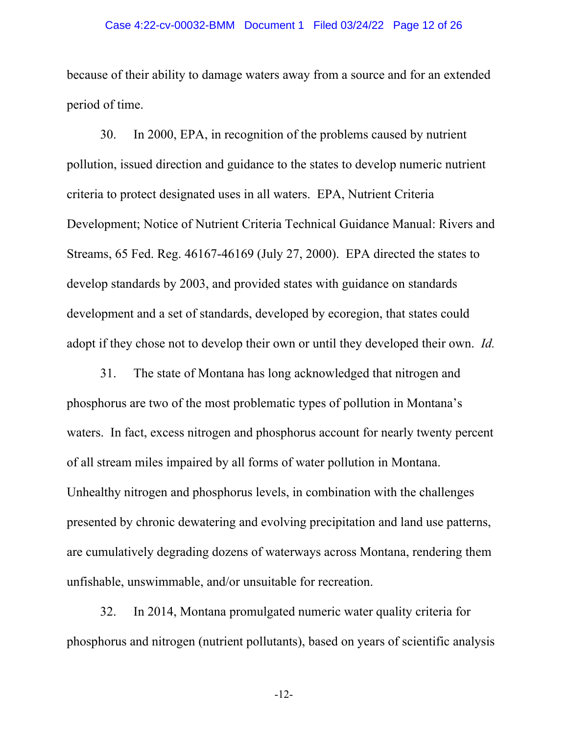because of their ability to damage waters away from a source and for an extended period of time.

30. In 2000, EPA, in recognition of the problems caused by nutrient pollution, issued direction and guidance to the states to develop numeric nutrient criteria to protect designated uses in all waters. EPA, Nutrient Criteria Development; Notice of Nutrient Criteria Technical Guidance Manual: Rivers and Streams, 65 Fed. Reg. 46167-46169 (July 27, 2000). EPA directed the states to develop standards by 2003, and provided states with guidance on standards development and a set of standards, developed by ecoregion, that states could adopt if they chose not to develop their own or until they developed their own. *Id.*

31. The state of Montana has long acknowledged that nitrogen and phosphorus are two of the most problematic types of pollution in Montana's waters. In fact, excess nitrogen and phosphorus account for nearly twenty percent of all stream miles impaired by all forms of water pollution in Montana. Unhealthy nitrogen and phosphorus levels, in combination with the challenges presented by chronic dewatering and evolving precipitation and land use patterns, are cumulatively degrading dozens of waterways across Montana, rendering them unfishable, unswimmable, and/or unsuitable for recreation.

32. In 2014, Montana promulgated numeric water quality criteria for phosphorus and nitrogen (nutrient pollutants), based on years of scientific analysis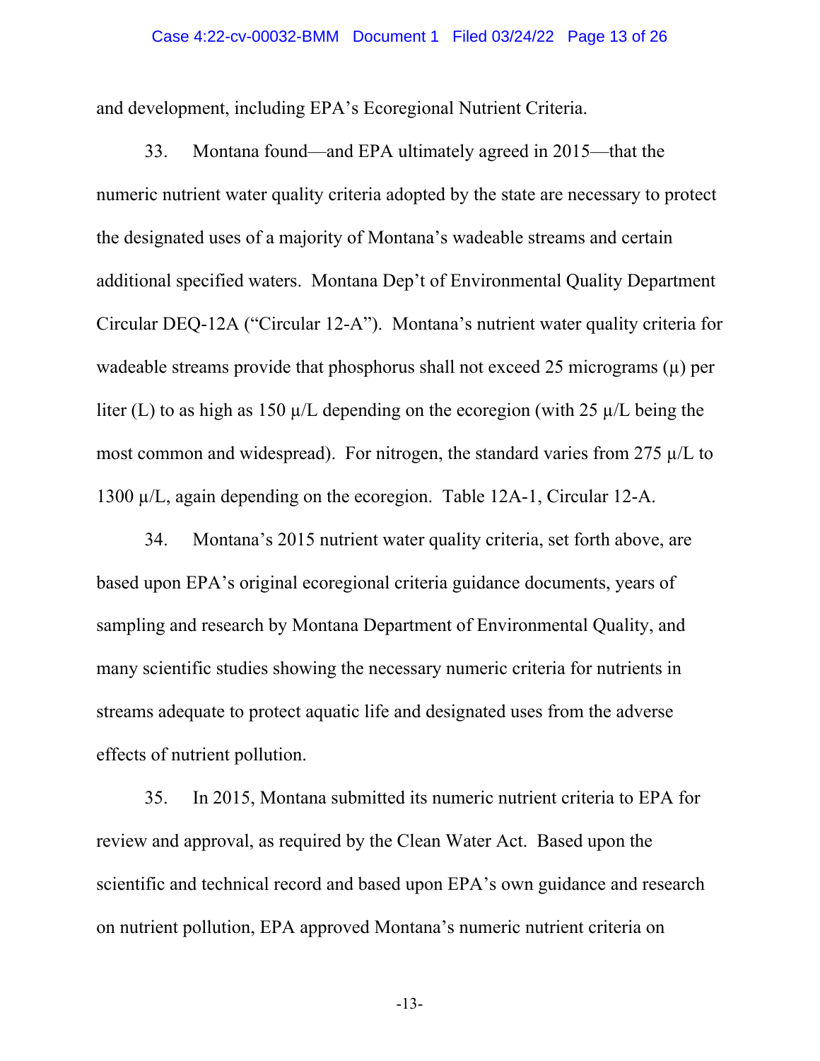and development, including EPA's Ecoregional Nutrient Criteria.

33. Montana found—and EPA ultimately agreed in 2015—that the numeric nutrient water quality criteria adopted by the state are necessary to protect the designated uses of a majority of Montana's wadeable streams and certain additional specified waters. Montana Dep't of Environmental Quality Department Circular DEQ-12A ("Circular 12-A"). Montana's nutrient water quality criteria for wadeable streams provide that phosphorus shall not exceed 25 micrograms (μ) per liter (L) to as high as 150 μ/L depending on the ecoregion (with 25 μ/L being the most common and widespread). For nitrogen, the standard varies from 275 μ/L to 1300 μ/L, again depending on the ecoregion. Table 12A-1, Circular 12-A.

34. Montana's 2015 nutrient water quality criteria, set forth above, are based upon EPA's original ecoregional criteria guidance documents, years of sampling and research by Montana Department of Environmental Quality, and many scientific studies showing the necessary numeric criteria for nutrients in streams adequate to protect aquatic life and designated uses from the adverse effects of nutrient pollution.

35. In 2015, Montana submitted its numeric nutrient criteria to EPA for review and approval, as required by the Clean Water Act. Based upon the scientific and technical record and based upon EPA's own guidance and research on nutrient pollution, EPA approved Montana's numeric nutrient criteria on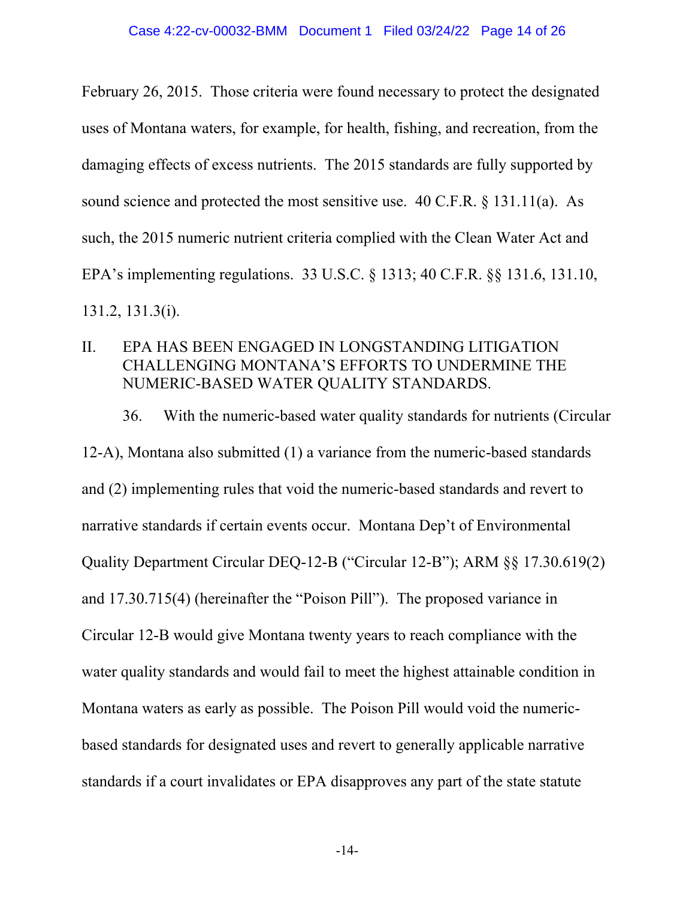February 26, 2015. Those criteria were found necessary to protect the designated uses of Montana waters, for example, for health, fishing, and recreation, from the damaging effects of excess nutrients. The 2015 standards are fully supported by sound science and protected the most sensitive use. 40 C.F.R. § 131.11(a). As such, the 2015 numeric nutrient criteria complied with the Clean Water Act and EPA's implementing regulations. 33 U.S.C. § 1313; 40 C.F.R. §§ 131.6, 131.10, 131.2, 131.3(i).

## II. EPA HAS BEEN ENGAGED IN LONGSTANDING LITIGATION CHALLENGING MONTANA'S EFFORTS TO UNDERMINE THE NUMERIC-BASED WATER QUALITY STANDARDS.

36. With the numeric-based water quality standards for nutrients (Circular 12-A), Montana also submitted (1) a variance from the numeric-based standards and (2) implementing rules that void the numeric-based standards and revert to narrative standards if certain events occur. Montana Dep't of Environmental Quality Department Circular DEQ-12-B ("Circular 12-B"); ARM §§ 17.30.619(2) and 17.30.715(4) (hereinafter the "Poison Pill"). The proposed variance in Circular 12-B would give Montana twenty years to reach compliance with the water quality standards and would fail to meet the highest attainable condition in Montana waters as early as possible. The Poison Pill would void the numeric-based standards for designated uses and revert to generally applicable narrative standards if a court invalidates or EPA disapproves any part of the state statute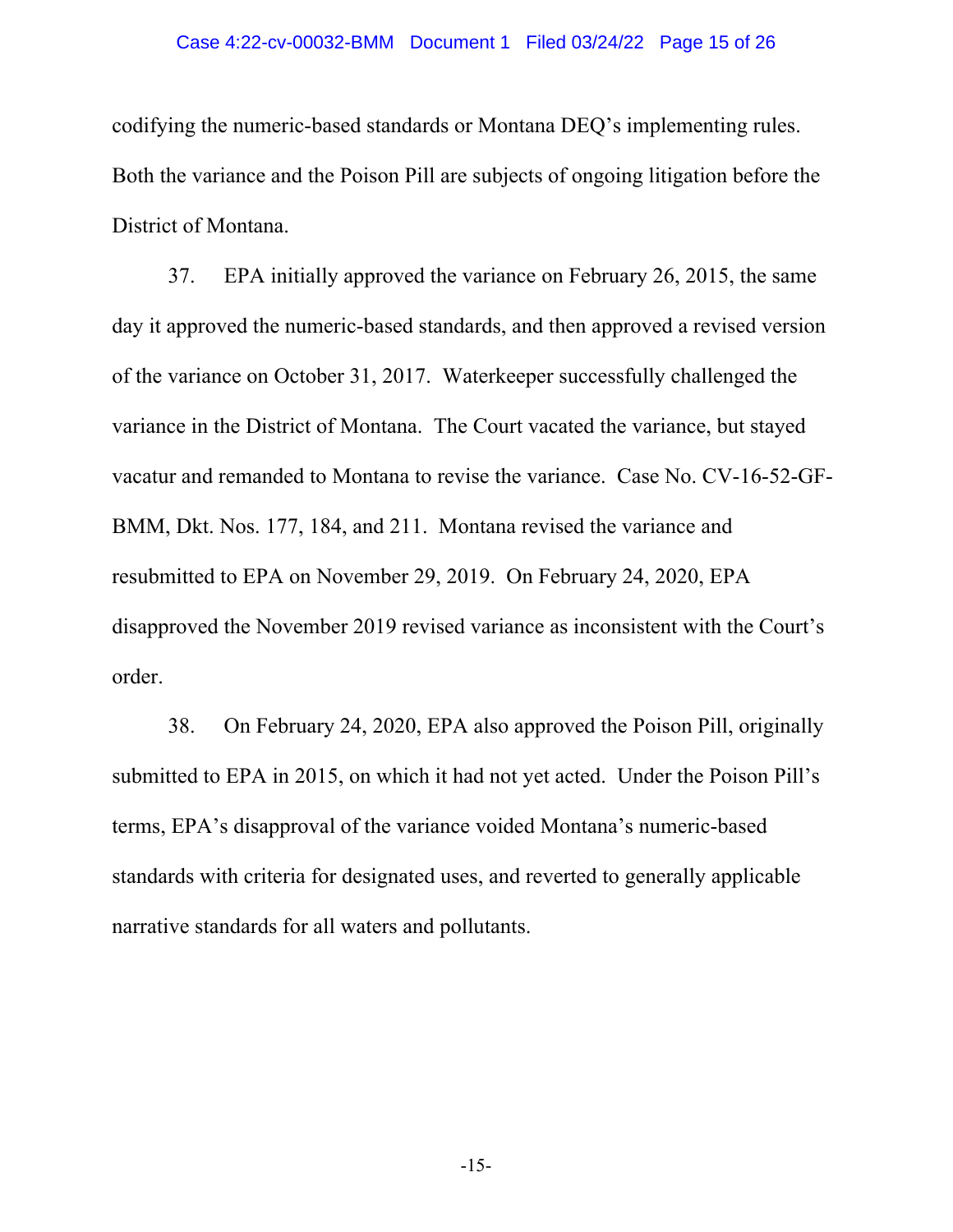codifying the numeric-based standards or Montana DEQ's implementing rules. Both the variance and the Poison Pill are subjects of ongoing litigation before the District of Montana.

37. EPA initially approved the variance on February 26, 2015, the same day it approved the numeric-based standards, and then approved a revised version of the variance on October 31, 2017. Waterkeeper successfully challenged the variance in the District of Montana. The Court vacated the variance, but stayed vacatur and remanded to Montana to revise the variance. Case No. CV-16-52-GF-BMM, Dkt. Nos. 177, 184, and 211. Montana revised the variance and resubmitted to EPA on November 29, 2019. On February 24, 2020, EPA disapproved the November 2019 revised variance as inconsistent with the Court's order.

38. On February 24, 2020, EPA also approved the Poison Pill, originally submitted to EPA in 2015, on which it had not yet acted. Under the Poison Pill's terms, EPA's disapproval of the variance voided Montana's numeric-based standards with criteria for designated uses, and reverted to generally applicable narrative standards for all waters and pollutants.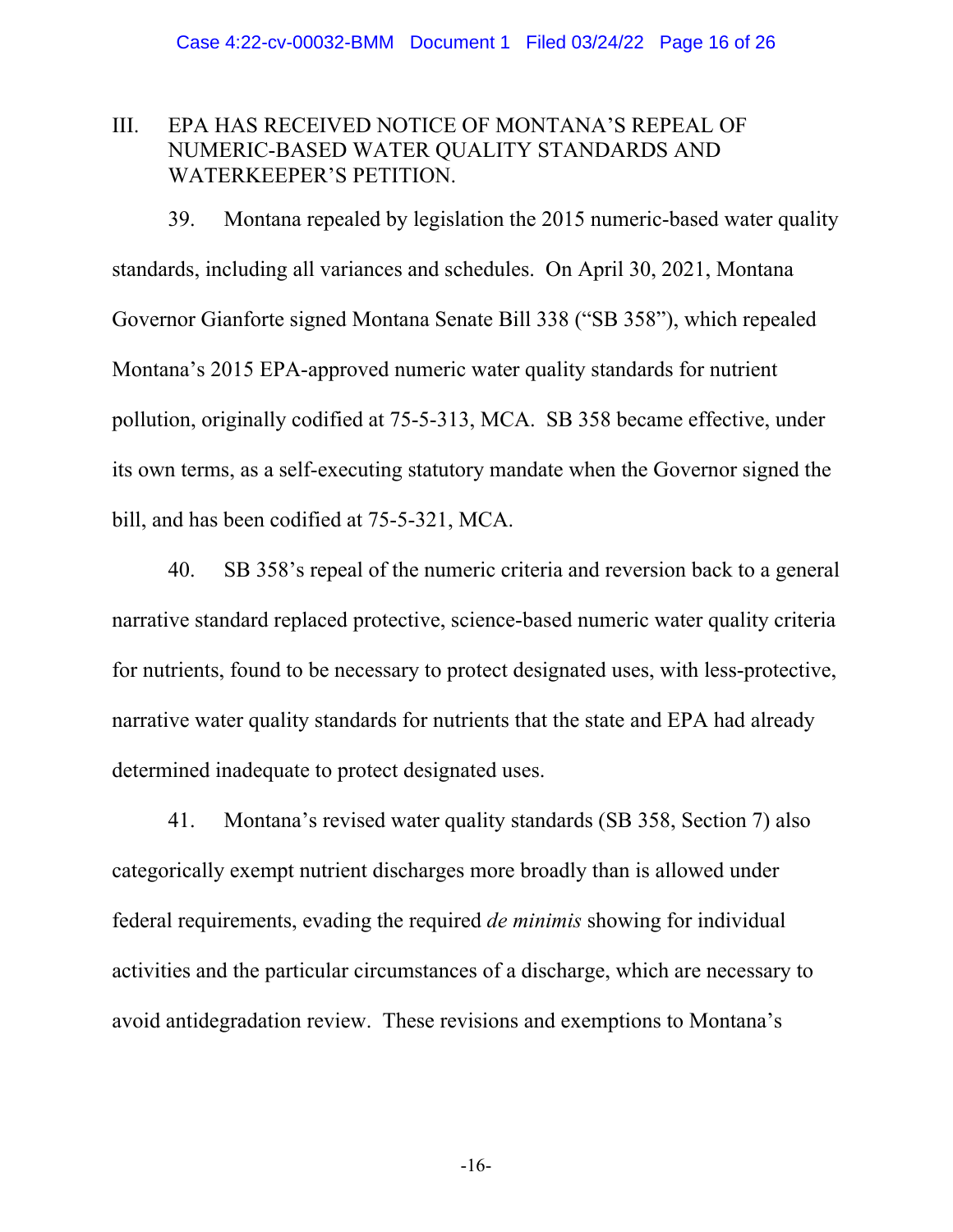## III. EPA HAS RECEIVED NOTICE OF MONTANA'S REPEAL OF NUMERIC-BASED WATER QUALITY STANDARDS AND WATERKEEPER'S PETITION.

39. Montana repealed by legislation the 2015 numeric-based water quality standards, including all variances and schedules. On April 30, 2021, Montana Governor Gianforte signed Montana Senate Bill 338 ("SB 358"), which repealed Montana's 2015 EPA-approved numeric water quality standards for nutrient pollution, originally codified at 75-5-313, MCA. SB 358 became effective, under its own terms, as a self-executing statutory mandate when the Governor signed the bill, and has been codified at 75-5-321, MCA.

40. SB 358's repeal of the numeric criteria and reversion back to a general narrative standard replaced protective, science-based numeric water quality criteria for nutrients, found to be necessary to protect designated uses, with less-protective, narrative water quality standards for nutrients that the state and EPA had already determined inadequate to protect designated uses.

41. Montana's revised water quality standards (SB 358, Section 7) also categorically exempt nutrient discharges more broadly than is allowed under federal requirements, evading the required *de minimis* showing for individual activities and the particular circumstances of a discharge, which are necessary to avoid antidegradation review. These revisions and exemptions to Montana's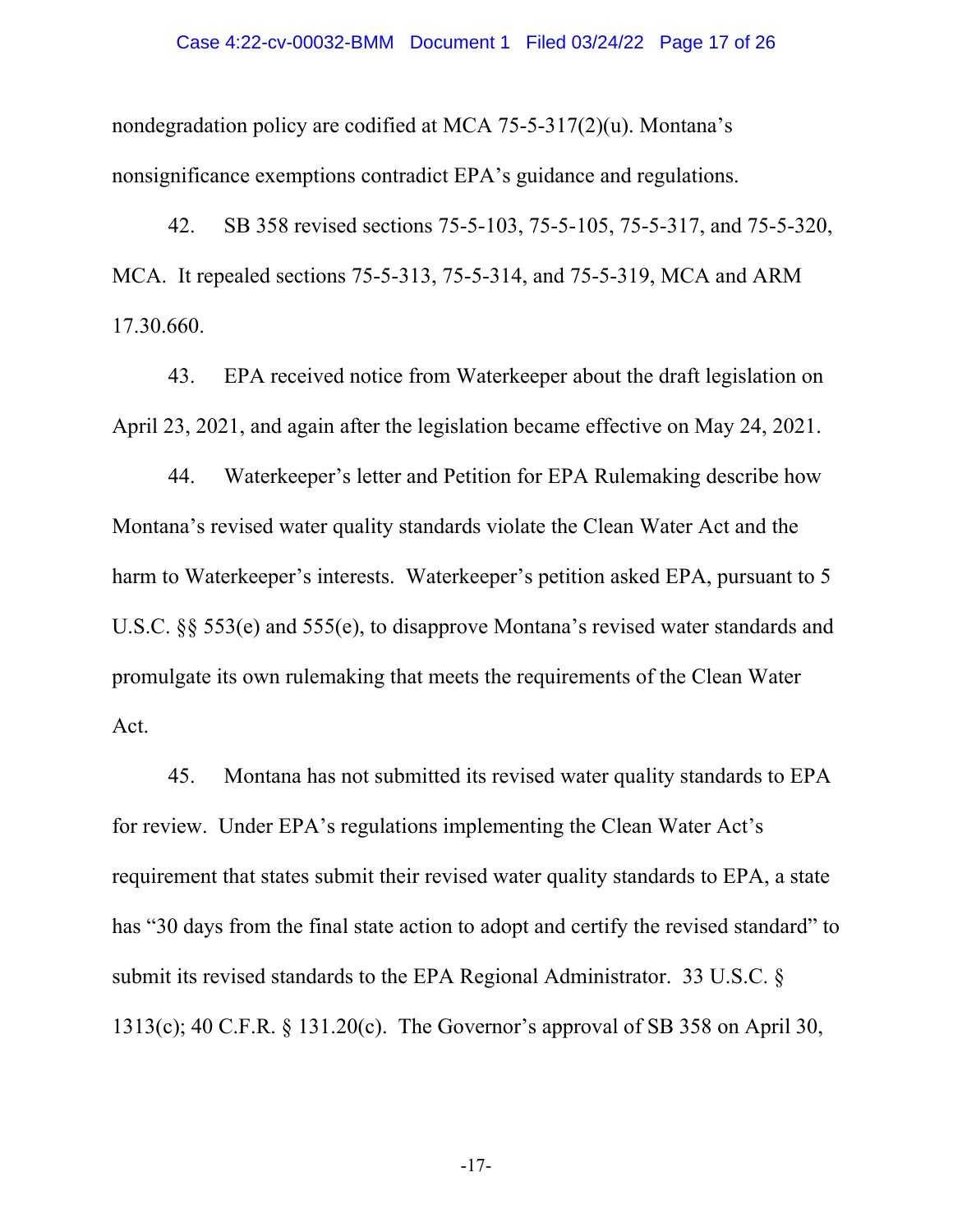nondegradation policy are codified at MCA 75-5-317(2)(u). Montana's nonsignificance exemptions contradict EPA's guidance and regulations.

42. SB 358 revised sections 75-5-103, 75-5-105, 75-5-317, and 75-5-320, MCA. It repealed sections 75-5-313, 75-5-314, and 75-5-319, MCA and ARM 17.30.660.

43. EPA received notice from Waterkeeper about the draft legislation on April 23, 2021, and again after the legislation became effective on May 24, 2021.

44. Waterkeeper's letter and Petition for EPA Rulemaking describe how Montana's revised water quality standards violate the Clean Water Act and the harm to Waterkeeper's interests. Waterkeeper's petition asked EPA, pursuant to 5 U.S.C. §§ 553(e) and 555(e), to disapprove Montana's revised water standards and promulgate its own rulemaking that meets the requirements of the Clean Water Act.

45. Montana has not submitted its revised water quality standards to EPA for review. Under EPA's regulations implementing the Clean Water Act's requirement that states submit their revised water quality standards to EPA, a state has "30 days from the final state action to adopt and certify the revised standard" to submit its revised standards to the EPA Regional Administrator. 33 U.S.C. § 1313(c); 40 C.F.R. § 131.20(c). The Governor's approval of SB 358 on April 30,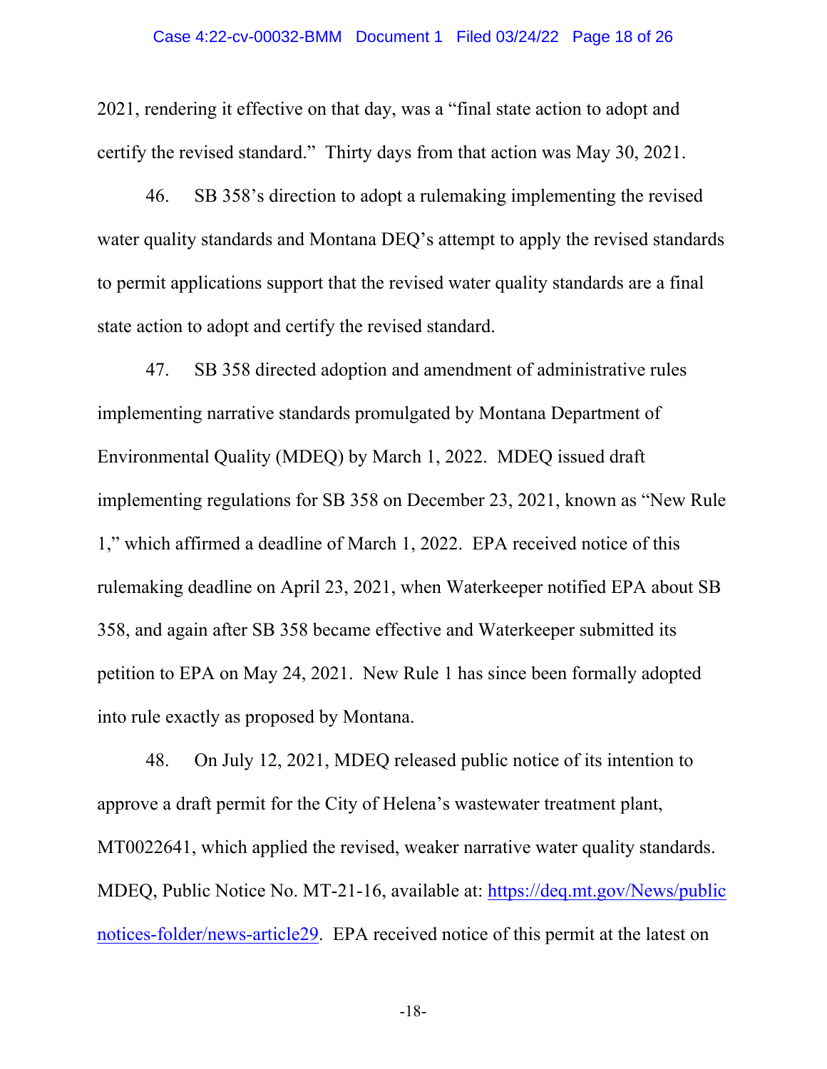2021, rendering it effective on that day, was a "final state action to adopt and certify the revised standard." Thirty days from that action was May 30, 2021.

46. SB 358's direction to adopt a rulemaking implementing the revised water quality standards and Montana DEQ's attempt to apply the revised standards to permit applications support that the revised water quality standards are a final state action to adopt and certify the revised standard.

47. SB 358 directed adoption and amendment of administrative rules implementing narrative standards promulgated by Montana Department of Environmental Quality (MDEQ) by March 1, 2022. MDEQ issued draft implementing regulations for SB 358 on December 23, 2021, known as "New Rule 1," which affirmed a deadline of March 1, 2022. EPA received notice of this rulemaking deadline on April 23, 2021, when Waterkeeper notified EPA about SB 358, and again after SB 358 became effective and Waterkeeper submitted its petition to EPA on May 24, 2021. New Rule 1 has since been formally adopted into rule exactly as proposed by Montana.

48. On July 12, 2021, MDEQ released public notice of its intention to approve a draft permit for the City of Helena's wastewater treatment plant, MT0022641, which applied the revised, weaker narrative water quality standards. MDEQ, Public Notice No. MT-21-16, available at: https://deq.mt.gov/News/publicnotices-folder/news-article29. EPA received notice of this permit at the latest on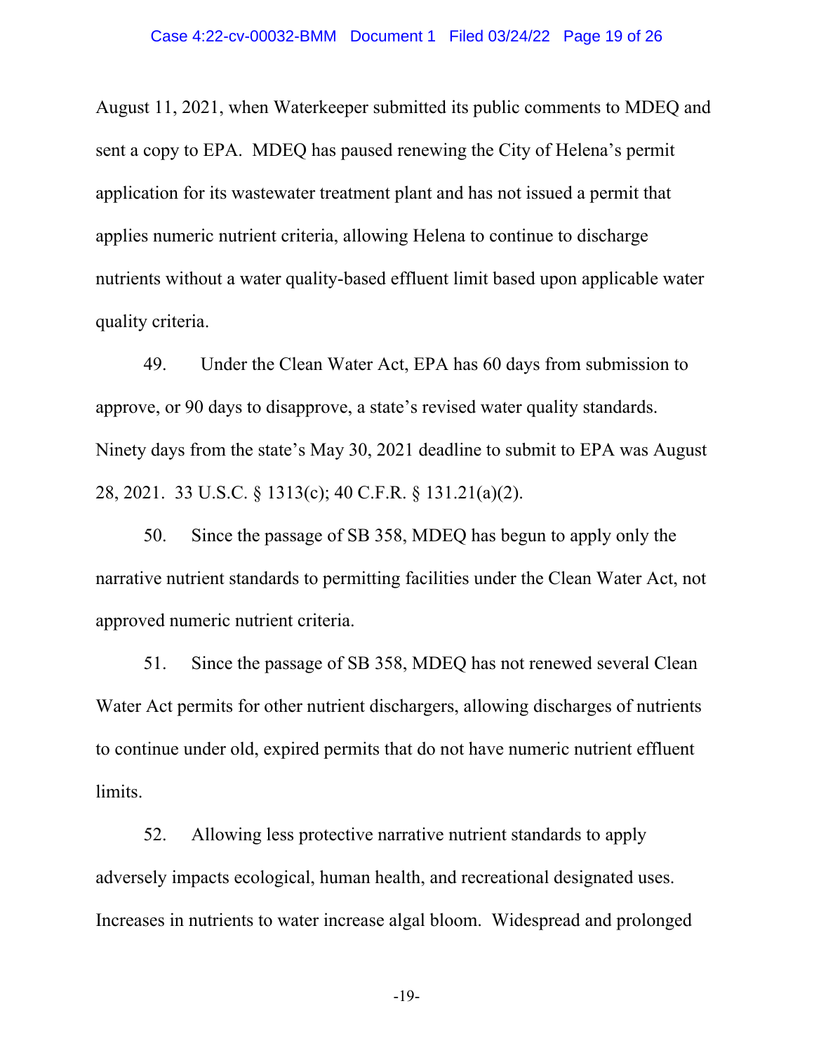August 11, 2021, when Waterkeeper submitted its public comments to MDEQ and sent a copy to EPA. MDEQ has paused renewing the City of Helena's permit application for its wastewater treatment plant and has not issued a permit that applies numeric nutrient criteria, allowing Helena to continue to discharge nutrients without a water quality-based effluent limit based upon applicable water quality criteria.

49. Under the Clean Water Act, EPA has 60 days from submission to approve, or 90 days to disapprove, a state's revised water quality standards. Ninety days from the state's May 30, 2021 deadline to submit to EPA was August 28, 2021. 33 U.S.C. § 1313(c); 40 C.F.R. § 131.21(a)(2).

50. Since the passage of SB 358, MDEQ has begun to apply only the narrative nutrient standards to permitting facilities under the Clean Water Act, not approved numeric nutrient criteria.

51. Since the passage of SB 358, MDEQ has not renewed several Clean Water Act permits for other nutrient dischargers, allowing discharges of nutrients to continue under old, expired permits that do not have numeric nutrient effluent limits.

52. Allowing less protective narrative nutrient standards to apply adversely impacts ecological, human health, and recreational designated uses. Increases in nutrients to water increase algal bloom. Widespread and prolonged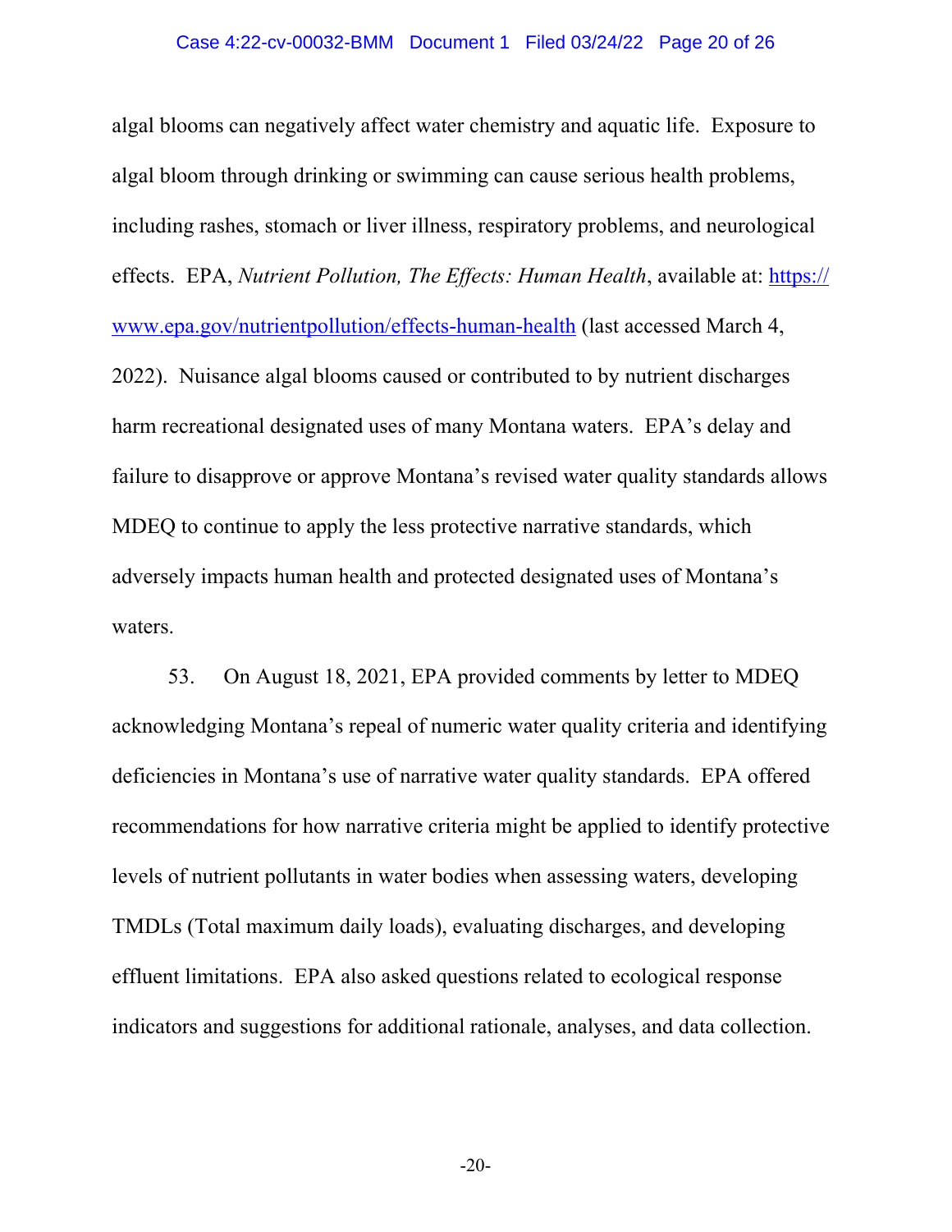algal blooms can negatively affect water chemistry and aquatic life. Exposure to algal bloom through drinking or swimming can cause serious health problems, including rashes, stomach or liver illness, respiratory problems, and neurological effects. EPA, *Nutrient Pollution, The Effects: Human Health*, available at: https://www.epa.gov/nutrientpollution/effects-human-health (last accessed March 4, 2022). Nuisance algal blooms caused or contributed to by nutrient discharges harm recreational designated uses of many Montana waters. EPA's delay and failure to disapprove or approve Montana's revised water quality standards allows MDEQ to continue to apply the less protective narrative standards, which adversely impacts human health and protected designated uses of Montana's waters.

53. On August 18, 2021, EPA provided comments by letter to MDEQ acknowledging Montana's repeal of numeric water quality criteria and identifying deficiencies in Montana's use of narrative water quality standards. EPA offered recommendations for how narrative criteria might be applied to identify protective levels of nutrient pollutants in water bodies when assessing waters, developing TMDLs (Total maximum daily loads), evaluating discharges, and developing effluent limitations. EPA also asked questions related to ecological response indicators and suggestions for additional rationale, analyses, and data collection.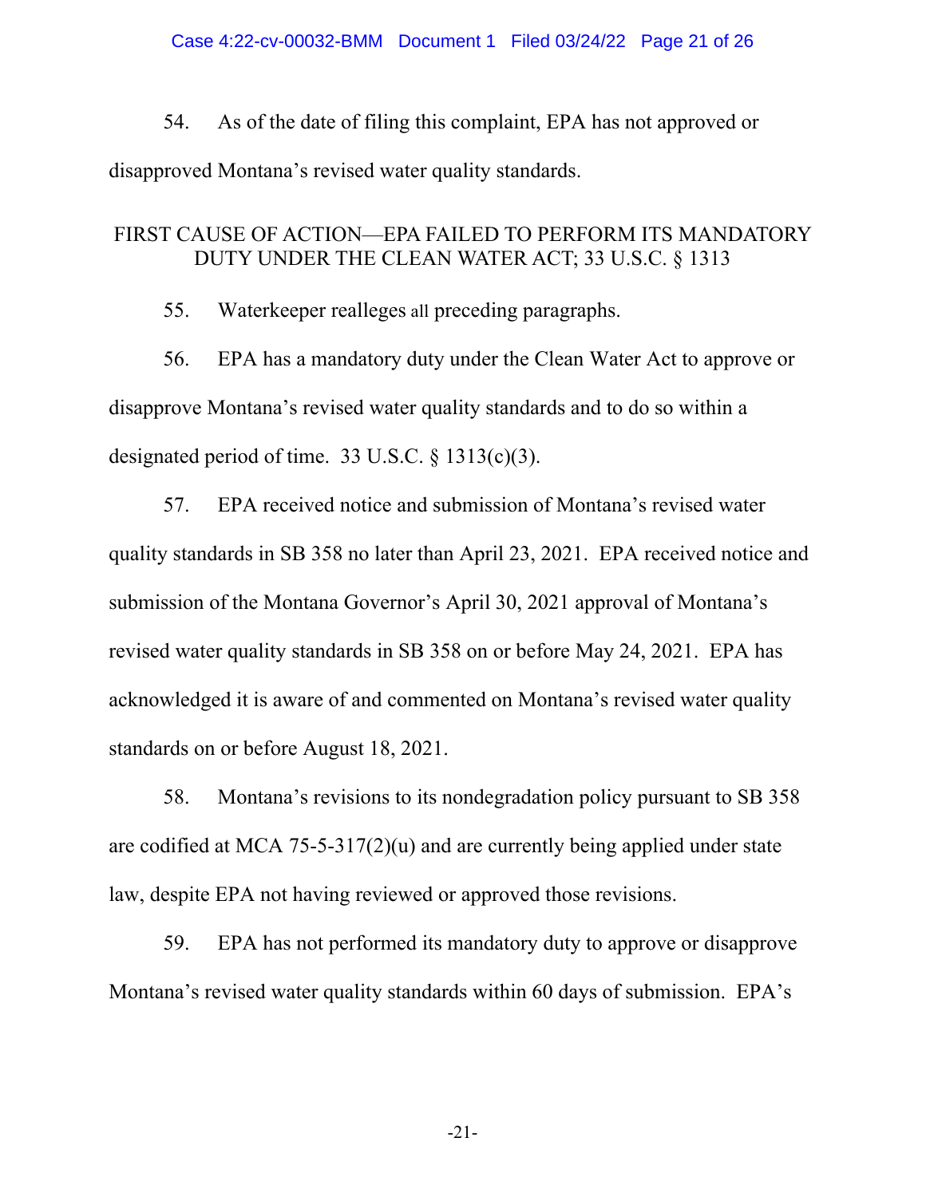54. As of the date of filing this complaint, EPA has not approved or disapproved Montana's revised water quality standards.

## FIRST CAUSE OF ACTION—EPA FAILED TO PERFORM ITS MANDATORY DUTY UNDER THE CLEAN WATER ACT; 33 U.S.C. § 1313

55. Waterkeeper realleges all preceding paragraphs.

56. EPA has a mandatory duty under the Clean Water Act to approve or disapprove Montana's revised water quality standards and to do so within a designated period of time. 33 U.S.C. § 1313(c)(3).

57. EPA received notice and submission of Montana's revised water quality standards in SB 358 no later than April 23, 2021. EPA received notice and submission of the Montana Governor's April 30, 2021 approval of Montana's revised water quality standards in SB 358 on or before May 24, 2021. EPA has acknowledged it is aware of and commented on Montana's revised water quality standards on or before August 18, 2021.

58. Montana's revisions to its nondegradation policy pursuant to SB 358 are codified at MCA 75-5-317(2)(u) and are currently being applied under state law, despite EPA not having reviewed or approved those revisions.

59. EPA has not performed its mandatory duty to approve or disapprove Montana's revised water quality standards within 60 days of submission. EPA's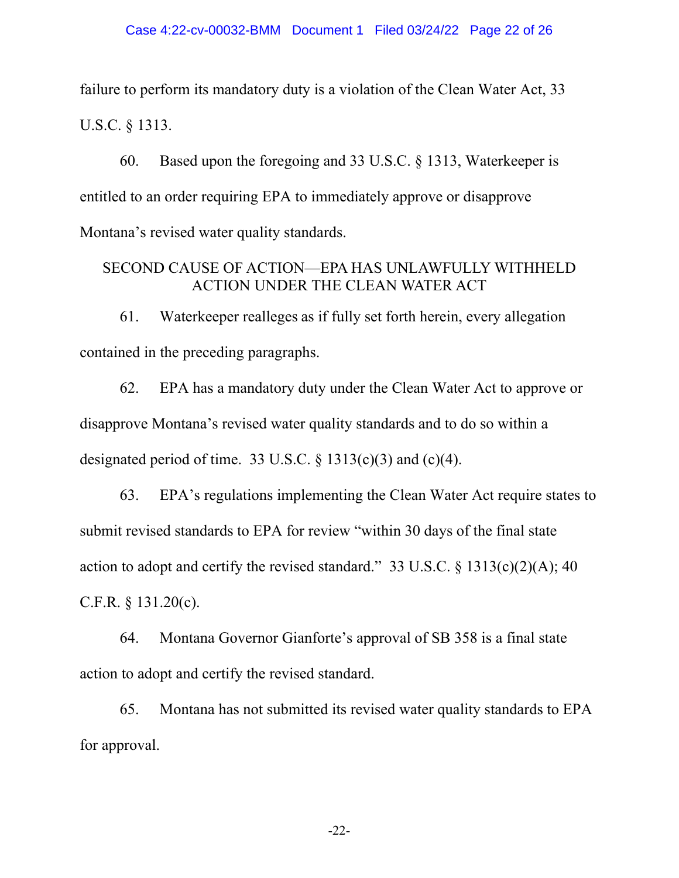failure to perform its mandatory duty is a violation of the Clean Water Act, 33 U.S.C. § 1313.

60. Based upon the foregoing and 33 U.S.C. § 1313, Waterkeeper is entitled to an order requiring EPA to immediately approve or disapprove Montana's revised water quality standards.

## SECOND CAUSE OF ACTION—EPA HAS UNLAWFULLY WITHHELD ACTION UNDER THE CLEAN WATER ACT

61. Waterkeeper realleges as if fully set forth herein, every allegation contained in the preceding paragraphs.

62. EPA has a mandatory duty under the Clean Water Act to approve or disapprove Montana's revised water quality standards and to do so within a designated period of time. 33 U.S.C. § 1313(c)(3) and (c)(4).

63. EPA's regulations implementing the Clean Water Act require states to submit revised standards to EPA for review "within 30 days of the final state action to adopt and certify the revised standard." 33 U.S.C. § 1313(c)(2)(A); 40 C.F.R. § 131.20(c).

64. Montana Governor Gianforte's approval of SB 358 is a final state action to adopt and certify the revised standard.

65. Montana has not submitted its revised water quality standards to EPA for approval.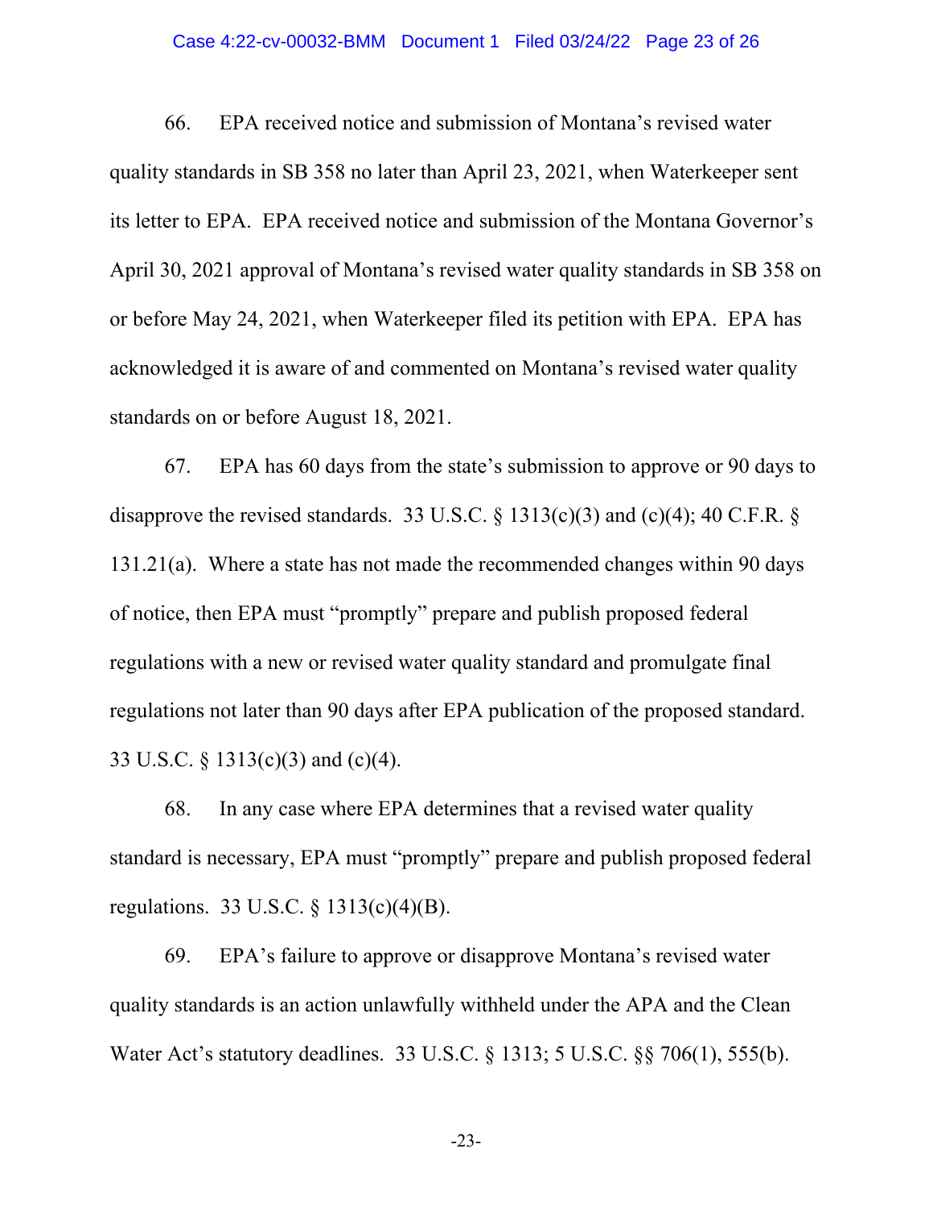66. EPA received notice and submission of Montana's revised water quality standards in SB 358 no later than April 23, 2021, when Waterkeeper sent its letter to EPA. EPA received notice and submission of the Montana Governor's April 30, 2021 approval of Montana's revised water quality standards in SB 358 on or before May 24, 2021, when Waterkeeper filed its petition with EPA. EPA has acknowledged it is aware of and commented on Montana's revised water quality standards on or before August 18, 2021.

67. EPA has 60 days from the state's submission to approve or 90 days to disapprove the revised standards. 33 U.S.C. § 1313(c)(3) and (c)(4); 40 C.F.R. § 131.21(a). Where a state has not made the recommended changes within 90 days of notice, then EPA must "promptly" prepare and publish proposed federal regulations with a new or revised water quality standard and promulgate final regulations not later than 90 days after EPA publication of the proposed standard. 33 U.S.C. § 1313(c)(3) and (c)(4).

68. In any case where EPA determines that a revised water quality standard is necessary, EPA must "promptly" prepare and publish proposed federal regulations. 33 U.S.C. § 1313(c)(4)(B).

69. EPA's failure to approve or disapprove Montana's revised water quality standards is an action unlawfully withheld under the APA and the Clean Water Act's statutory deadlines. 33 U.S.C. § 1313; 5 U.S.C. §§ 706(1), 555(b).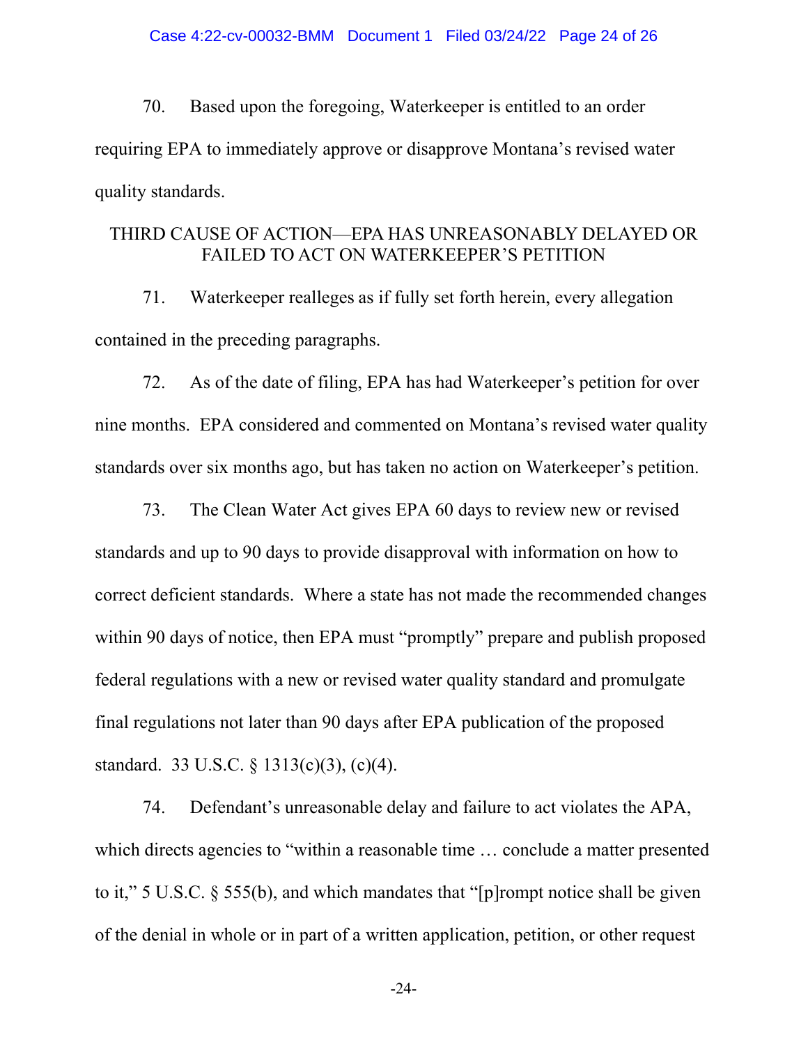70. Based upon the foregoing, Waterkeeper is entitled to an order requiring EPA to immediately approve or disapprove Montana's revised water quality standards.

## THIRD CAUSE OF ACTION—EPA HAS UNREASONABLY DELAYED OR FAILED TO ACT ON WATERKEEPER'S PETITION

71. Waterkeeper realleges as if fully set forth herein, every allegation contained in the preceding paragraphs.

72. As of the date of filing, EPA has had Waterkeeper's petition for over nine months. EPA considered and commented on Montana's revised water quality standards over six months ago, but has taken no action on Waterkeeper's petition.

73. The Clean Water Act gives EPA 60 days to review new or revised standards and up to 90 days to provide disapproval with information on how to correct deficient standards. Where a state has not made the recommended changes within 90 days of notice, then EPA must "promptly" prepare and publish proposed federal regulations with a new or revised water quality standard and promulgate final regulations not later than 90 days after EPA publication of the proposed standard. 33 U.S.C. § 1313(c)(3), (c)(4).

74. Defendant's unreasonable delay and failure to act violates the APA, which directs agencies to "within a reasonable time … conclude a matter presented to it," 5 U.S.C. § 555(b), and which mandates that "[p]rompt notice shall be given of the denial in whole or in part of a written application, petition, or other request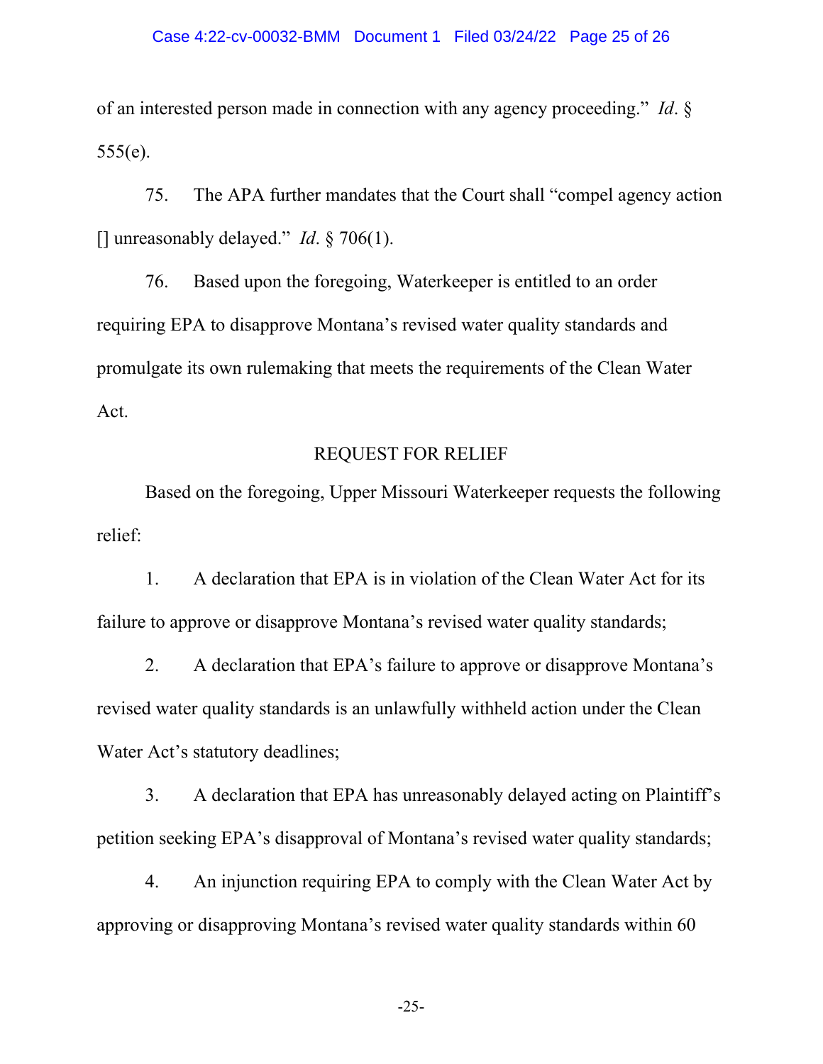of an interested person made in connection with any agency proceeding." *Id*. § 555(e).

75. The APA further mandates that the Court shall "compel agency action [] unreasonably delayed." *Id*. § 706(1).

76. Based upon the foregoing, Waterkeeper is entitled to an order requiring EPA to disapprove Montana's revised water quality standards and promulgate its own rulemaking that meets the requirements of the Clean Water Act.

## REQUEST FOR RELIEF

Based on the foregoing, Upper Missouri Waterkeeper requests the following relief:

1. A declaration that EPA is in violation of the Clean Water Act for its failure to approve or disapprove Montana's revised water quality standards;

2. A declaration that EPA's failure to approve or disapprove Montana's revised water quality standards is an unlawfully withheld action under the Clean Water Act's statutory deadlines;

3. A declaration that EPA has unreasonably delayed acting on Plaintiff's petition seeking EPA's disapproval of Montana's revised water quality standards;

4. An injunction requiring EPA to comply with the Clean Water Act by approving or disapproving Montana's revised water quality standards within 60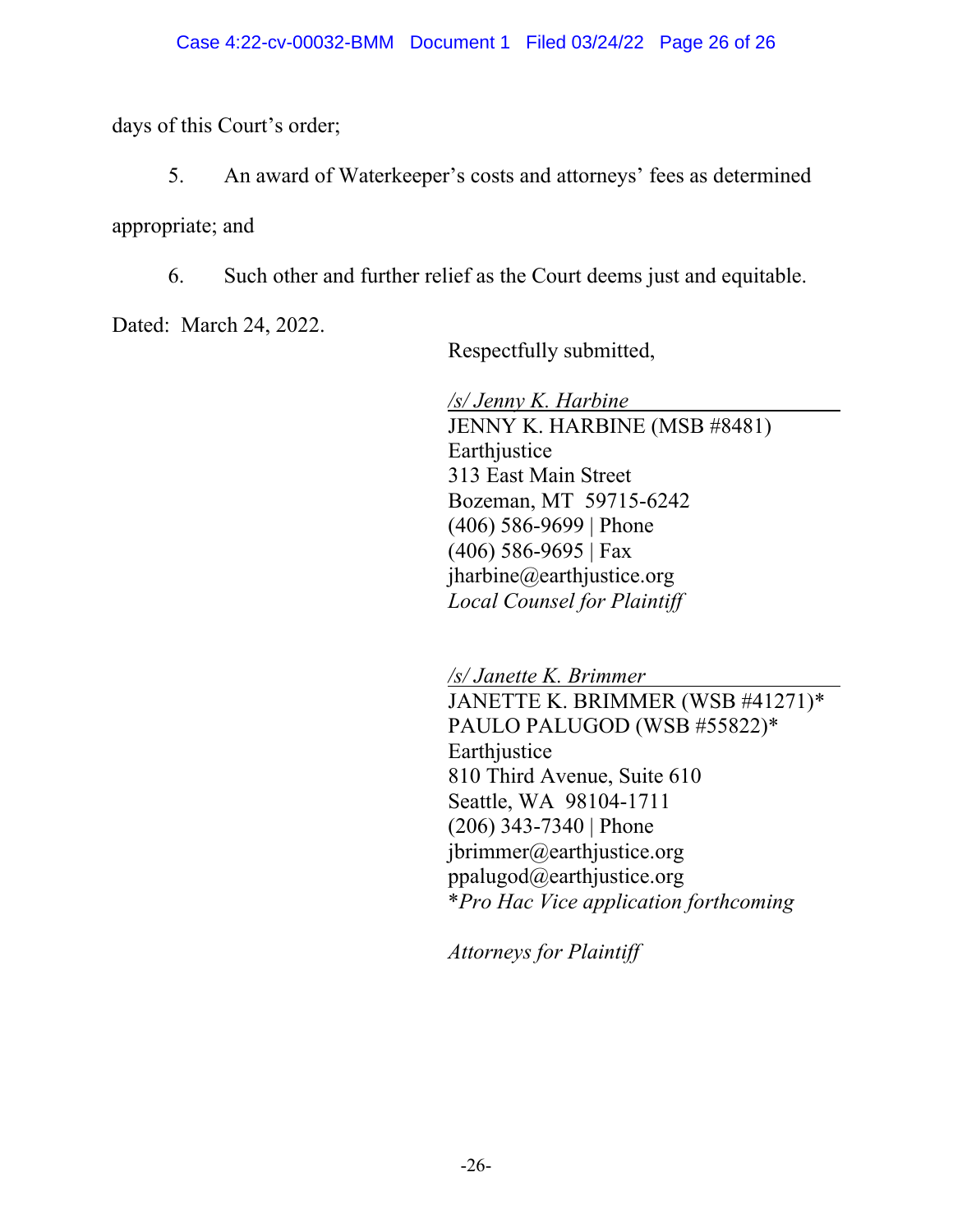days of this Court's order;

5. An award of Waterkeeper's costs and attorneys' fees as determined appropriate; and

6. Such other and further relief as the Court deems just and equitable.

Dated: March 24, 2022.

Respectfully submitted,

*/s/ Jenny K. Harbine*
JENNY K. HARBINE (MSB #8481)
Earthjustice
313 East Main Street
Bozeman, MT 59715-6242
(406) 586-9699 | Phone
(406) 586-9695 | Fax
jharbine@earthjustice.org
*Local Counsel for Plaintiff*

*/s/ Janette K. Brimmer*
JANETTE K. BRIMMER (WSB #41271)*
PAULO PALUGOD (WSB #55822)*
Earthjustice
810 Third Avenue, Suite 610
Seattle, WA 98104-1711
(206) 343-7340 | Phone
jbrimmer@earthjustice.org
ppalugod@earthjustice.org
**Pro Hac Vice application forthcoming*

*Attorneys for Plaintiff*